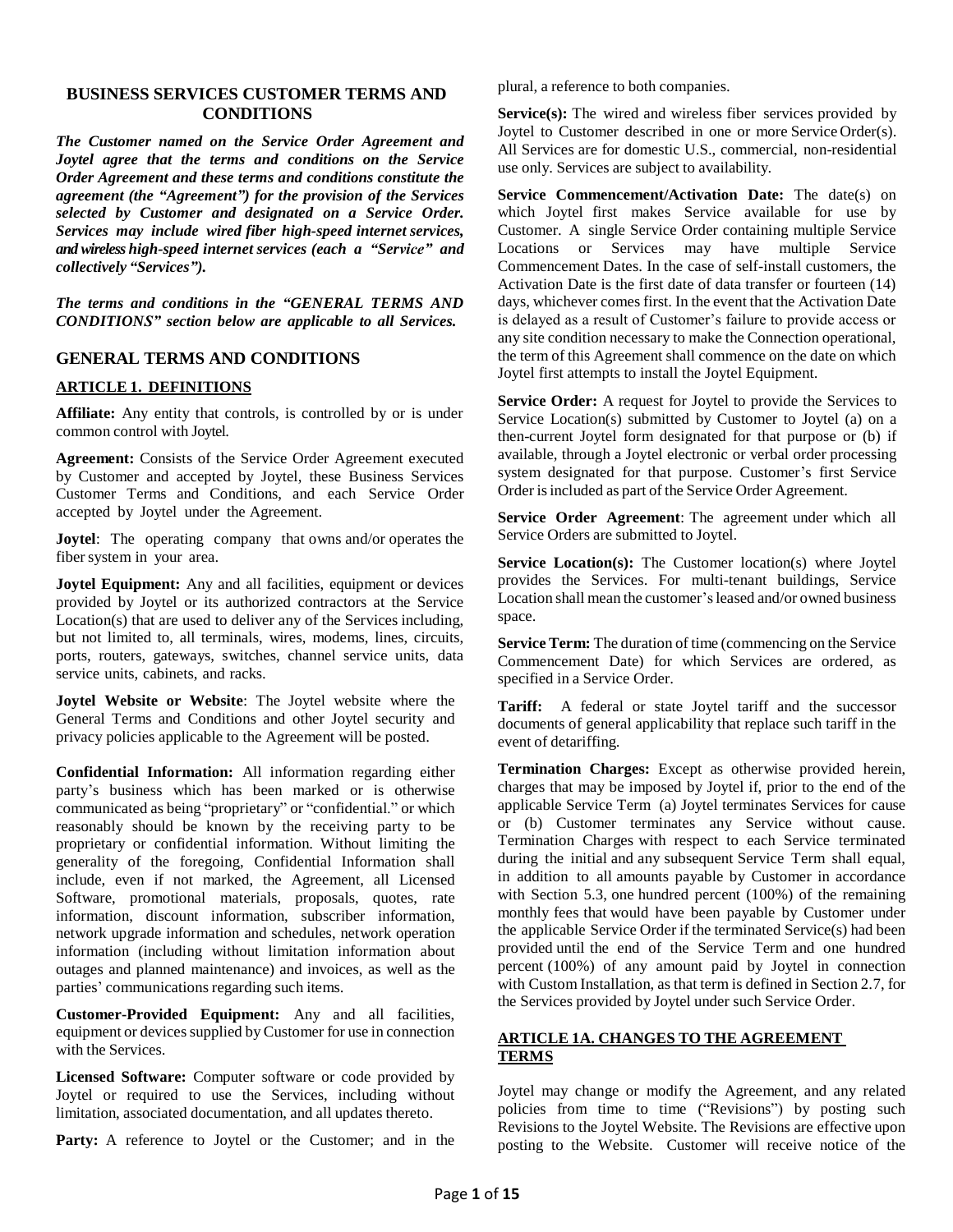## BUSINESS SERVICES CUSTOMER TERMS AND CONDITIONS

***The Customer named on the Service Order Agreement and Joytel agree that the terms and conditions on the Service Order Agreement and these terms and conditions constitute the agreement (the "Agreement") for the provision of the Services selected by Customer and designated on a Service Order. Services may include wired fiber high-speed internet services, and wireless high-speed internet services (each a "Service" and collectively "Services").***

***The terms and conditions in the "GENERAL TERMS AND CONDITIONS" section below are applicable to all Services.***

## GENERAL TERMS AND CONDITIONS

### ARTICLE 1. DEFINITIONS

**Affiliate:** Any entity that controls, is controlled by or is under common control with Joytel.

**Agreement:** Consists of the Service Order Agreement executed by Customer and accepted by Joytel, these Business Services Customer Terms and Conditions, and each Service Order accepted by Joytel under the Agreement.

**Joytel**: The operating company that owns and/or operates the fiber system in your area.

**Joytel Equipment:** Any and all facilities, equipment or devices provided by Joytel or its authorized contractors at the Service Location(s) that are used to deliver any of the Services including, but not limited to, all terminals, wires, modems, lines, circuits, ports, routers, gateways, switches, channel service units, data service units, cabinets, and racks.

**Joytel Website or Website**: The Joytel website where the General Terms and Conditions and other Joytel security and privacy policies applicable to the Agreement will be posted.

**Confidential Information:** All information regarding either party's business which has been marked or is otherwise communicated as being "proprietary" or "confidential." or which reasonably should be known by the receiving party to be proprietary or confidential information. Without limiting the generality of the foregoing, Confidential Information shall include, even if not marked, the Agreement, all Licensed Software, promotional materials, proposals, quotes, rate information, discount information, subscriber information, network upgrade information and schedules, network operation information (including without limitation information about outages and planned maintenance) and invoices, as well as the parties' communications regarding such items.

**Customer-Provided Equipment:** Any and all facilities, equipment or devices supplied by Customer for use in connection with the Services.

**Licensed Software:** Computer software or code provided by Joytel or required to use the Services, including without limitation, associated documentation, and all updates thereto.

**Party:** A reference to Joytel or the Customer; and in the plural, a reference to both companies.

**Service(s):** The wired and wireless fiber services provided by Joytel to Customer described in one or more Service Order(s). All Services are for domestic U.S., commercial, non-residential use only. Services are subject to availability.

**Service Commencement/Activation Date:** The date(s) on which Joytel first makes Service available for use by Customer. A single Service Order containing multiple Service Locations or Services may have multiple Service Commencement Dates. In the case of self-install customers, the Activation Date is the first date of data transfer or fourteen (14) days, whichever comes first. In the event that the Activation Date is delayed as a result of Customer's failure to provide access or any site condition necessary to make the Connection operational, the term of this Agreement shall commence on the date on which Joytel first attempts to install the Joytel Equipment.

**Service Order:** A request for Joytel to provide the Services to Service Location(s) submitted by Customer to Joytel (a) on a then-current Joytel form designated for that purpose or (b) if available, through a Joytel electronic or verbal order processing system designated for that purpose. Customer's first Service Order is included as part of the Service Order Agreement.

**Service Order Agreement**: The agreement under which all Service Orders are submitted to Joytel.

**Service Location(s):** The Customer location(s) where Joytel provides the Services. For multi-tenant buildings, Service Location shall mean the customer's leased and/or owned business space.

**Service Term:** The duration of time (commencing on the Service Commencement Date) for which Services are ordered, as specified in a Service Order.

**Tariff:** A federal or state Joytel tariff and the successor documents of general applicability that replace such tariff in the event of detariffing.

**Termination Charges:** Except as otherwise provided herein, charges that may be imposed by Joytel if, prior to the end of the applicable Service Term (a) Joytel terminates Services for cause or (b) Customer terminates any Service without cause. Termination Charges with respect to each Service terminated during the initial and any subsequent Service Term shall equal, in addition to all amounts payable by Customer in accordance with Section 5.3, one hundred percent (100%) of the remaining monthly fees that would have been payable by Customer under the applicable Service Order if the terminated Service(s) had been provided until the end of the Service Term and one hundred percent (100%) of any amount paid by Joytel in connection with Custom Installation, as that term is defined in Section 2.7, for the Services provided by Joytel under such Service Order.

### ARTICLE 1A. CHANGES TO THE AGREEMENT TERMS

Joytel may change or modify the Agreement, and any related policies from time to time ("Revisions") by posting such Revisions to the Joytel Website. The Revisions are effective upon posting to the Website. Customer will receive notice of the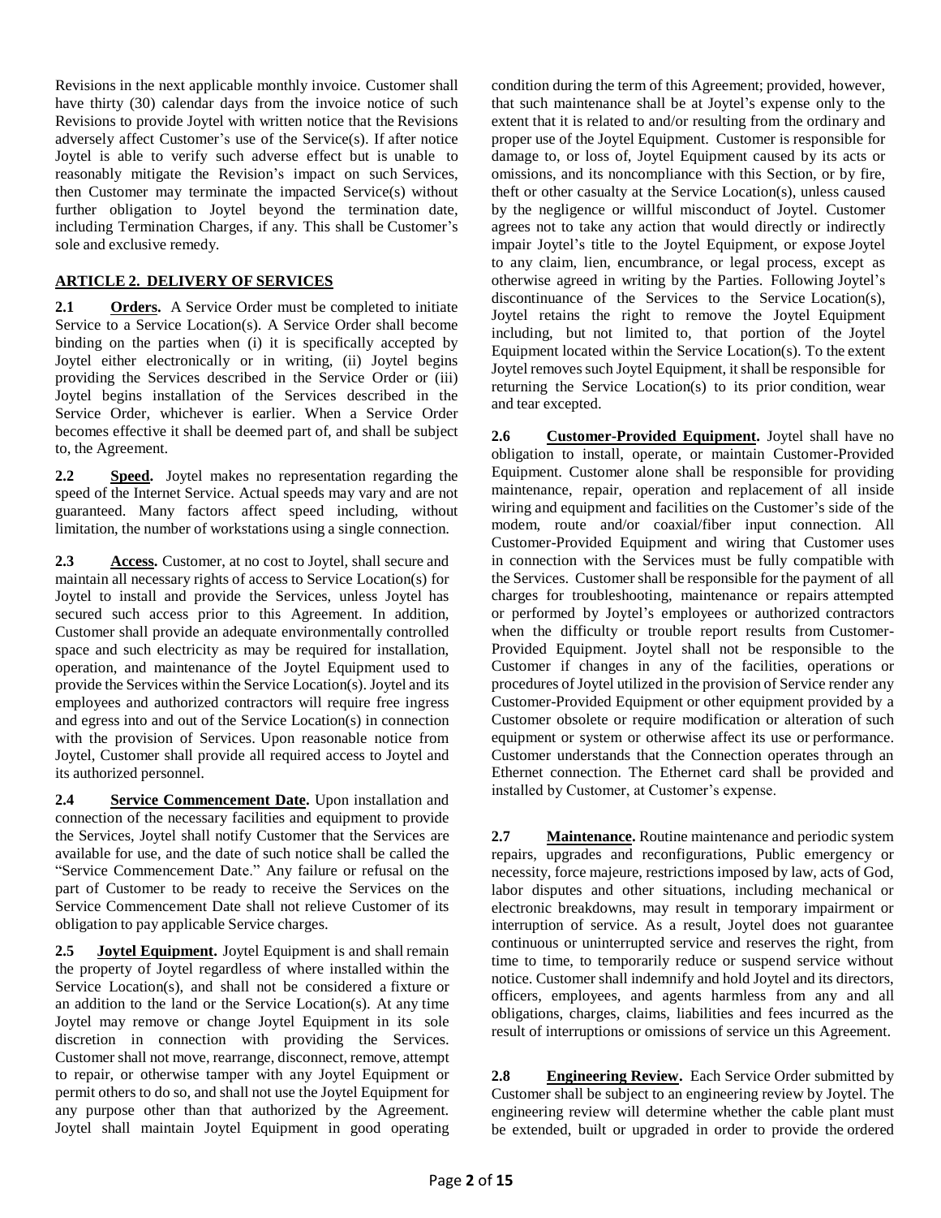Revisions in the next applicable monthly invoice. Customer shall have thirty (30) calendar days from the invoice notice of such Revisions to provide Joytel with written notice that the Revisions adversely affect Customer's use of the Service(s). If after notice Joytel is able to verify such adverse effect but is unable to reasonably mitigate the Revision's impact on such Services, then Customer may terminate the impacted Service(s) without further obligation to Joytel beyond the termination date, including Termination Charges, if any. This shall be Customer's sole and exclusive remedy.

## ARTICLE 2. DELIVERY OF SERVICES

**2.1 Orders.** A Service Order must be completed to initiate Service to a Service Location(s). A Service Order shall become binding on the parties when (i) it is specifically accepted by Joytel either electronically or in writing, (ii) Joytel begins providing the Services described in the Service Order or (iii) Joytel begins installation of the Services described in the Service Order, whichever is earlier. When a Service Order becomes effective it shall be deemed part of, and shall be subject to, the Agreement.

**2.2 Speed.** Joytel makes no representation regarding the speed of the Internet Service. Actual speeds may vary and are not guaranteed. Many factors affect speed including, without limitation, the number of workstations using a single connection.

**2.3 Access.** Customer, at no cost to Joytel, shall secure and maintain all necessary rights of access to Service Location(s) for Joytel to install and provide the Services, unless Joytel has secured such access prior to this Agreement. In addition, Customer shall provide an adequate environmentally controlled space and such electricity as may be required for installation, operation, and maintenance of the Joytel Equipment used to provide the Services within the Service Location(s). Joytel and its employees and authorized contractors will require free ingress and egress into and out of the Service Location(s) in connection with the provision of Services. Upon reasonable notice from Joytel, Customer shall provide all required access to Joytel and its authorized personnel.

**2.4 Service Commencement Date.** Upon installation and connection of the necessary facilities and equipment to provide the Services, Joytel shall notify Customer that the Services are available for use, and the date of such notice shall be called the "Service Commencement Date." Any failure or refusal on the part of Customer to be ready to receive the Services on the Service Commencement Date shall not relieve Customer of its obligation to pay applicable Service charges.

**2.5 Joytel Equipment.** Joytel Equipment is and shall remain the property of Joytel regardless of where installed within the Service Location(s), and shall not be considered a fixture or an addition to the land or the Service Location(s). At any time Joytel may remove or change Joytel Equipment in its sole discretion in connection with providing the Services. Customer shall not move, rearrange, disconnect, remove, attempt to repair, or otherwise tamper with any Joytel Equipment or permit others to do so, and shall not use the Joytel Equipment for any purpose other than that authorized by the Agreement. Joytel shall maintain Joytel Equipment in good operating condition during the term of this Agreement; provided, however, that such maintenance shall be at Joytel's expense only to the extent that it is related to and/or resulting from the ordinary and proper use of the Joytel Equipment. Customer is responsible for damage to, or loss of, Joytel Equipment caused by its acts or omissions, and its noncompliance with this Section, or by fire, theft or other casualty at the Service Location(s), unless caused by the negligence or willful misconduct of Joytel. Customer agrees not to take any action that would directly or indirectly impair Joytel's title to the Joytel Equipment, or expose Joytel to any claim, lien, encumbrance, or legal process, except as otherwise agreed in writing by the Parties. Following Joytel's discontinuance of the Services to the Service Location(s), Joytel retains the right to remove the Joytel Equipment including, but not limited to, that portion of the Joytel Equipment located within the Service Location(s). To the extent Joytel removes such Joytel Equipment, it shall be responsible for returning the Service Location(s) to its prior condition, wear and tear excepted.

**2.6 Customer-Provided Equipment.** Joytel shall have no obligation to install, operate, or maintain Customer-Provided Equipment. Customer alone shall be responsible for providing maintenance, repair, operation and replacement of all inside wiring and equipment and facilities on the Customer's side of the modem, route and/or coaxial/fiber input connection. All Customer-Provided Equipment and wiring that Customer uses in connection with the Services must be fully compatible with the Services. Customer shall be responsible for the payment of all charges for troubleshooting, maintenance or repairs attempted or performed by Joytel's employees or authorized contractors when the difficulty or trouble report results from Customer-Provided Equipment. Joytel shall not be responsible to the Customer if changes in any of the facilities, operations or procedures of Joytel utilized in the provision of Service render any Customer-Provided Equipment or other equipment provided by a Customer obsolete or require modification or alteration of such equipment or system or otherwise affect its use or performance. Customer understands that the Connection operates through an Ethernet connection. The Ethernet card shall be provided and installed by Customer, at Customer's expense.

**2.7 Maintenance.** Routine maintenance and periodic system repairs, upgrades and reconfigurations, Public emergency or necessity, force majeure, restrictions imposed by law, acts of God, labor disputes and other situations, including mechanical or electronic breakdowns, may result in temporary impairment or interruption of service. As a result, Joytel does not guarantee continuous or uninterrupted service and reserves the right, from time to time, to temporarily reduce or suspend service without notice. Customer shall indemnify and hold Joytel and its directors, officers, employees, and agents harmless from any and all obligations, charges, claims, liabilities and fees incurred as the result of interruptions or omissions of service un this Agreement.

**2.8 Engineering Review.** Each Service Order submitted by Customer shall be subject to an engineering review by Joytel. The engineering review will determine whether the cable plant must be extended, built or upgraded in order to provide the ordered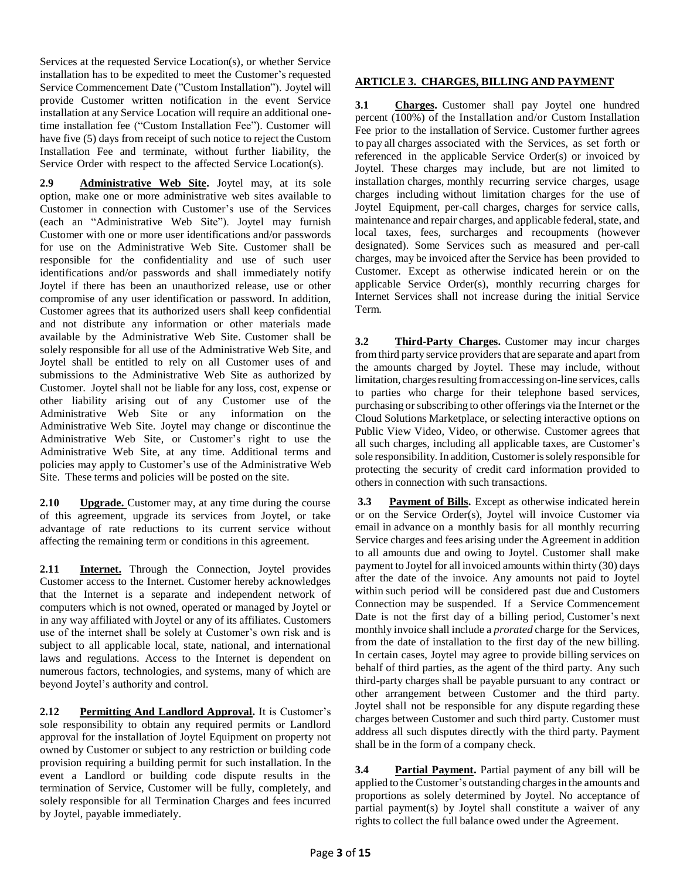Services at the requested Service Location(s), or whether Service installation has to be expedited to meet the Customer's requested Service Commencement Date ("Custom Installation"). Joytel will provide Customer written notification in the event Service installation at any Service Location will require an additional one-time installation fee ("Custom Installation Fee"). Customer will have five (5) days from receipt of such notice to reject the Custom Installation Fee and terminate, without further liability, the Service Order with respect to the affected Service Location(s).

**2.9 Administrative Web Site.** Joytel may, at its sole option, make one or more administrative web sites available to Customer in connection with Customer's use of the Services (each an "Administrative Web Site"). Joytel may furnish Customer with one or more user identifications and/or passwords for use on the Administrative Web Site. Customer shall be responsible for the confidentiality and use of such user identifications and/or passwords and shall immediately notify Joytel if there has been an unauthorized release, use or other compromise of any user identification or password. In addition, Customer agrees that its authorized users shall keep confidential and not distribute any information or other materials made available by the Administrative Web Site. Customer shall be solely responsible for all use of the Administrative Web Site, and Joytel shall be entitled to rely on all Customer uses of and submissions to the Administrative Web Site as authorized by Customer. Joytel shall not be liable for any loss, cost, expense or other liability arising out of any Customer use of the Administrative Web Site or any information on the Administrative Web Site. Joytel may change or discontinue the Administrative Web Site, or Customer's right to use the Administrative Web Site, at any time. Additional terms and policies may apply to Customer's use of the Administrative Web Site. These terms and policies will be posted on the site.

**2.10 Upgrade.** Customer may, at any time during the course of this agreement, upgrade its services from Joytel, or take advantage of rate reductions to its current service without affecting the remaining term or conditions in this agreement.

**2.11 Internet.** Through the Connection, Joytel provides Customer access to the Internet. Customer hereby acknowledges that the Internet is a separate and independent network of computers which is not owned, operated or managed by Joytel or in any way affiliated with Joytel or any of its affiliates. Customers use of the internet shall be solely at Customer's own risk and is subject to all applicable local, state, national, and international laws and regulations. Access to the Internet is dependent on numerous factors, technologies, and systems, many of which are beyond Joytel's authority and control.

**2.12 Permitting And Landlord Approval.** It is Customer's sole responsibility to obtain any required permits or Landlord approval for the installation of Joytel Equipment on property not owned by Customer or subject to any restriction or building code provision requiring a building permit for such installation. In the event a Landlord or building code dispute results in the termination of Service, Customer will be fully, completely, and solely responsible for all Termination Charges and fees incurred by Joytel, payable immediately.

## ARTICLE 3. CHARGES, BILLING AND PAYMENT

**3.1 Charges.** Customer shall pay Joytel one hundred percent (100%) of the Installation and/or Custom Installation Fee prior to the installation of Service. Customer further agrees to pay all charges associated with the Services, as set forth or referenced in the applicable Service Order(s) or invoiced by Joytel. These charges may include, but are not limited to installation charges, monthly recurring service charges, usage charges including without limitation charges for the use of Joytel Equipment, per-call charges, charges for service calls, maintenance and repair charges, and applicable federal, state, and local taxes, fees, surcharges and recoupments (however designated). Some Services such as measured and per-call charges, may be invoiced after the Service has been provided to Customer. Except as otherwise indicated herein or on the applicable Service Order(s), monthly recurring charges for Internet Services shall not increase during the initial Service Term.

**3.2 Third-Party Charges.** Customer may incur charges from third party service providers that are separate and apart from the amounts charged by Joytel. These may include, without limitation, charges resulting from accessing on-line services, calls to parties who charge for their telephone based services, purchasing or subscribing to other offerings via the Internet or the Cloud Solutions Marketplace, or selecting interactive options on Public View Video, Video, or otherwise. Customer agrees that all such charges, including all applicable taxes, are Customer's sole responsibility. In addition, Customer is solely responsible for protecting the security of credit card information provided to others in connection with such transactions.

**3.3 Payment of Bills.** Except as otherwise indicated herein or on the Service Order(s), Joytel will invoice Customer via email in advance on a monthly basis for all monthly recurring Service charges and fees arising under the Agreement in addition to all amounts due and owing to Joytel. Customer shall make payment to Joytel for all invoiced amounts within thirty (30) days after the date of the invoice. Any amounts not paid to Joytel within such period will be considered past due and Customers Connection may be suspended. If a Service Commencement Date is not the first day of a billing period, Customer's next monthly invoice shall include a *prorated* charge for the Services, from the date of installation to the first day of the new billing. In certain cases, Joytel may agree to provide billing services on behalf of third parties, as the agent of the third party. Any such third-party charges shall be payable pursuant to any contract or other arrangement between Customer and the third party. Joytel shall not be responsible for any dispute regarding these charges between Customer and such third party. Customer must address all such disputes directly with the third party. Payment shall be in the form of a company check.

**3.4 Partial Payment.** Partial payment of any bill will be applied to the Customer's outstanding charges in the amounts and proportions as solely determined by Joytel. No acceptance of partial payment(s) by Joytel shall constitute a waiver of any rights to collect the full balance owed under the Agreement.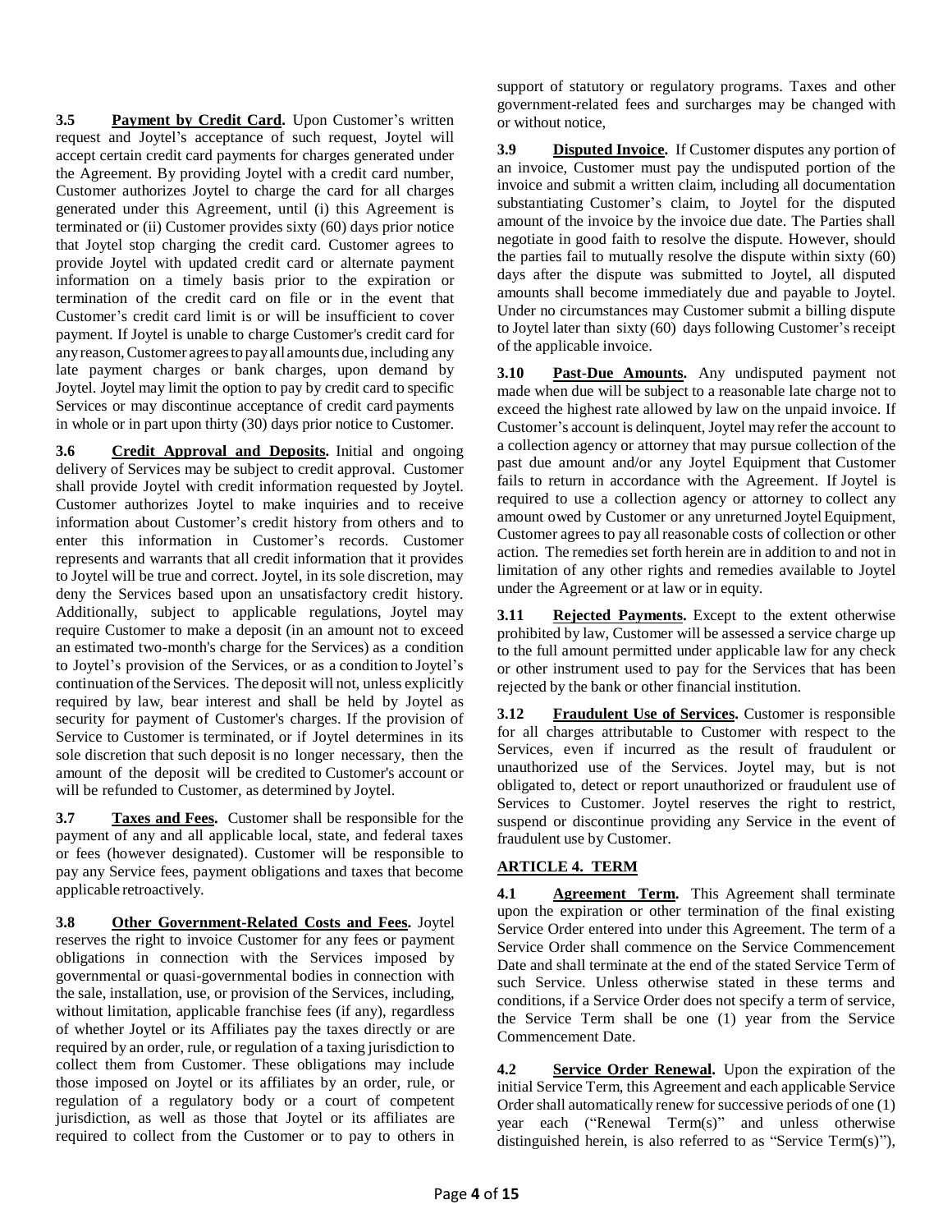**3.5 Payment by Credit Card.** Upon Customer's written request and Joytel's acceptance of such request, Joytel will accept certain credit card payments for charges generated under the Agreement. By providing Joytel with a credit card number, Customer authorizes Joytel to charge the card for all charges generated under this Agreement, until (i) this Agreement is terminated or (ii) Customer provides sixty (60) days prior notice that Joytel stop charging the credit card. Customer agrees to provide Joytel with updated credit card or alternate payment information on a timely basis prior to the expiration or termination of the credit card on file or in the event that Customer's credit card limit is or will be insufficient to cover payment. If Joytel is unable to charge Customer's credit card for any reason, Customer agrees to pay all amounts due, including any late payment charges or bank charges, upon demand by Joytel. Joytel may limit the option to pay by credit card to specific Services or may discontinue acceptance of credit card payments in whole or in part upon thirty (30) days prior notice to Customer.

**3.6 Credit Approval and Deposits.** Initial and ongoing delivery of Services may be subject to credit approval. Customer shall provide Joytel with credit information requested by Joytel. Customer authorizes Joytel to make inquiries and to receive information about Customer's credit history from others and to enter this information in Customer's records. Customer represents and warrants that all credit information that it provides to Joytel will be true and correct. Joytel, in its sole discretion, may deny the Services based upon an unsatisfactory credit history. Additionally, subject to applicable regulations, Joytel may require Customer to make a deposit (in an amount not to exceed an estimated two-month's charge for the Services) as a condition to Joytel's provision of the Services, or as a condition to Joytel's continuation of the Services. The deposit will not, unless explicitly required by law, bear interest and shall be held by Joytel as security for payment of Customer's charges. If the provision of Service to Customer is terminated, or if Joytel determines in its sole discretion that such deposit is no longer necessary, then the amount of the deposit will be credited to Customer's account or will be refunded to Customer, as determined by Joytel.

**3.7 Taxes and Fees.** Customer shall be responsible for the payment of any and all applicable local, state, and federal taxes or fees (however designated). Customer will be responsible to pay any Service fees, payment obligations and taxes that become applicable retroactively.

**3.8 Other Government-Related Costs and Fees.** Joytel reserves the right to invoice Customer for any fees or payment obligations in connection with the Services imposed by governmental or quasi-governmental bodies in connection with the sale, installation, use, or provision of the Services, including, without limitation, applicable franchise fees (if any), regardless of whether Joytel or its Affiliates pay the taxes directly or are required by an order, rule, or regulation of a taxing jurisdiction to collect them from Customer. These obligations may include those imposed on Joytel or its affiliates by an order, rule, or regulation of a regulatory body or a court of competent jurisdiction, as well as those that Joytel or its affiliates are required to collect from the Customer or to pay to others in support of statutory or regulatory programs. Taxes and other government-related fees and surcharges may be changed with or without notice,

**3.9 Disputed Invoice.** If Customer disputes any portion of an invoice, Customer must pay the undisputed portion of the invoice and submit a written claim, including all documentation substantiating Customer's claim, to Joytel for the disputed amount of the invoice by the invoice due date. The Parties shall negotiate in good faith to resolve the dispute. However, should the parties fail to mutually resolve the dispute within sixty (60) days after the dispute was submitted to Joytel, all disputed amounts shall become immediately due and payable to Joytel. Under no circumstances may Customer submit a billing dispute to Joytel later than sixty (60) days following Customer's receipt of the applicable invoice.

**3.10 Past-Due Amounts.** Any undisputed payment not made when due will be subject to a reasonable late charge not to exceed the highest rate allowed by law on the unpaid invoice. If Customer's account is delinquent, Joytel may refer the account to a collection agency or attorney that may pursue collection of the past due amount and/or any Joytel Equipment that Customer fails to return in accordance with the Agreement. If Joytel is required to use a collection agency or attorney to collect any amount owed by Customer or any unreturned Joytel Equipment, Customer agrees to pay all reasonable costs of collection or other action. The remedies set forth herein are in addition to and not in limitation of any other rights and remedies available to Joytel under the Agreement or at law or in equity.

**3.11 Rejected Payments.** Except to the extent otherwise prohibited by law, Customer will be assessed a service charge up to the full amount permitted under applicable law for any check or other instrument used to pay for the Services that has been rejected by the bank or other financial institution.

**3.12 Fraudulent Use of Services.** Customer is responsible for all charges attributable to Customer with respect to the Services, even if incurred as the result of fraudulent or unauthorized use of the Services. Joytel may, but is not obligated to, detect or report unauthorized or fraudulent use of Services to Customer. Joytel reserves the right to restrict, suspend or discontinue providing any Service in the event of fraudulent use by Customer.

## ARTICLE 4. TERM

**4.1 Agreement Term.** This Agreement shall terminate upon the expiration or other termination of the final existing Service Order entered into under this Agreement. The term of a Service Order shall commence on the Service Commencement Date and shall terminate at the end of the stated Service Term of such Service. Unless otherwise stated in these terms and conditions, if a Service Order does not specify a term of service, the Service Term shall be one (1) year from the Service Commencement Date.

**4.2 Service Order Renewal.** Upon the expiration of the initial Service Term, this Agreement and each applicable Service Order shall automatically renew for successive periods of one (1) year each ("Renewal Term(s)" and unless otherwise distinguished herein, is also referred to as "Service Term(s)"),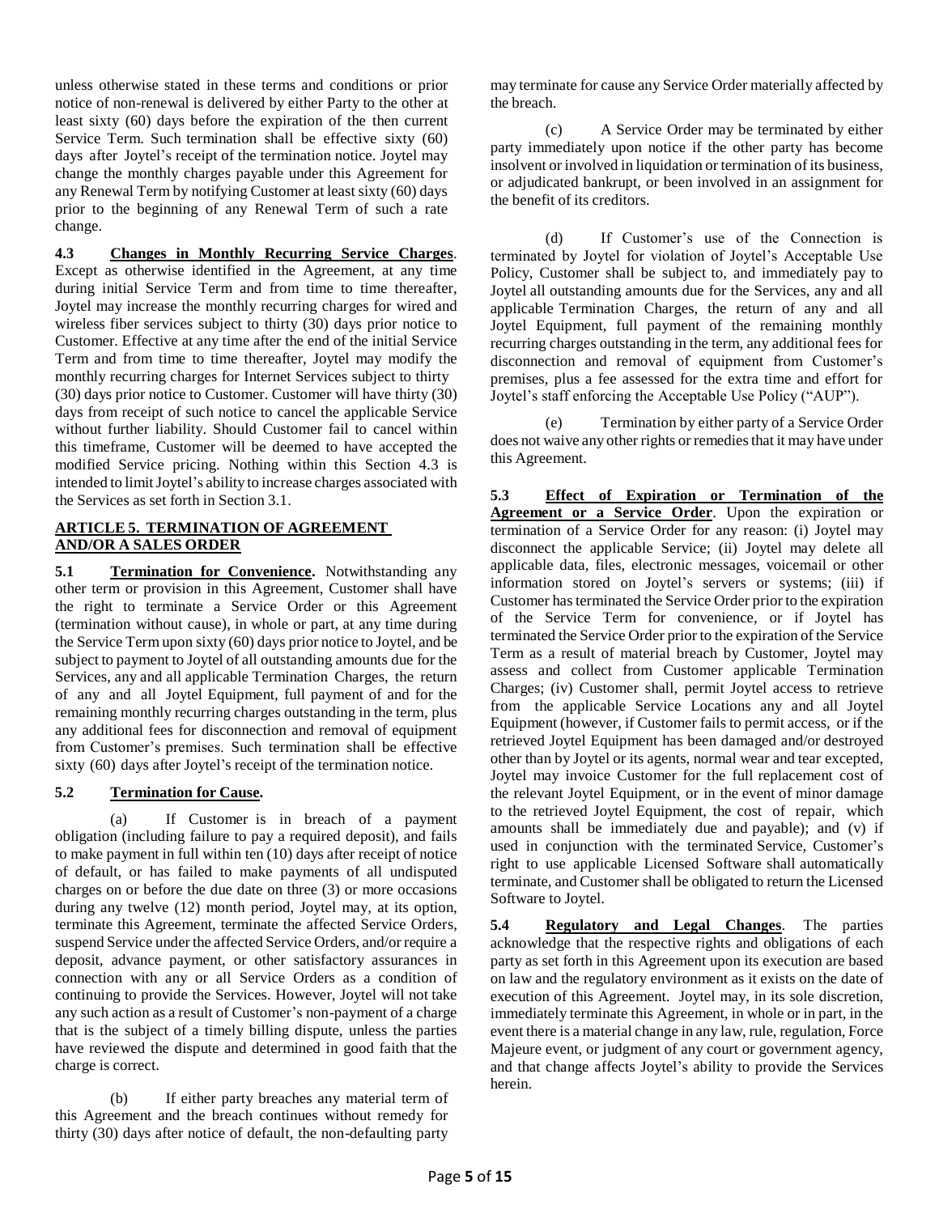unless otherwise stated in these terms and conditions or prior notice of non-renewal is delivered by either Party to the other at least sixty (60) days before the expiration of the then current Service Term. Such termination shall be effective sixty (60) days after Joytel's receipt of the termination notice. Joytel may change the monthly charges payable under this Agreement for any Renewal Term by notifying Customer at least sixty (60) days prior to the beginning of any Renewal Term of such a rate change.

**4.3 Changes in Monthly Recurring Service Charges**. Except as otherwise identified in the Agreement, at any time during initial Service Term and from time to time thereafter, Joytel may increase the monthly recurring charges for wired and wireless fiber services subject to thirty (30) days prior notice to Customer. Effective at any time after the end of the initial Service Term and from time to time thereafter, Joytel may modify the monthly recurring charges for Internet Services subject to thirty (30) days prior notice to Customer. Customer will have thirty (30) days from receipt of such notice to cancel the applicable Service without further liability. Should Customer fail to cancel within this timeframe, Customer will be deemed to have accepted the modified Service pricing. Nothing within this Section 4.3 is intended to limit Joytel's ability to increase charges associated with the Services as set forth in Section 3.1.

## ARTICLE 5. TERMINATION OF AGREEMENT AND/OR A SALES ORDER

**5.1 Termination for Convenience.** Notwithstanding any other term or provision in this Agreement, Customer shall have the right to terminate a Service Order or this Agreement (termination without cause), in whole or part, at any time during the Service Term upon sixty (60) days prior notice to Joytel, and be subject to payment to Joytel of all outstanding amounts due for the Services, any and all applicable Termination Charges, the return of any and all Joytel Equipment, full payment of and for the remaining monthly recurring charges outstanding in the term, plus any additional fees for disconnection and removal of equipment from Customer's premises. Such termination shall be effective sixty (60) days after Joytel's receipt of the termination notice.

**5.2 Termination for Cause.**

(a) If Customer is in breach of a payment obligation (including failure to pay a required deposit), and fails to make payment in full within ten (10) days after receipt of notice of default, or has failed to make payments of all undisputed charges on or before the due date on three (3) or more occasions during any twelve (12) month period, Joytel may, at its option, terminate this Agreement, terminate the affected Service Orders, suspend Service under the affected Service Orders, and/or require a deposit, advance payment, or other satisfactory assurances in connection with any or all Service Orders as a condition of continuing to provide the Services. However, Joytel will not take any such action as a result of Customer's non-payment of a charge that is the subject of a timely billing dispute, unless the parties have reviewed the dispute and determined in good faith that the charge is correct.

(b) If either party breaches any material term of this Agreement and the breach continues without remedy for thirty (30) days after notice of default, the non-defaulting party may terminate for cause any Service Order materially affected by the breach.

(c) A Service Order may be terminated by either party immediately upon notice if the other party has become insolvent or involved in liquidation or termination of its business, or adjudicated bankrupt, or been involved in an assignment for the benefit of its creditors.

(d) If Customer's use of the Connection is terminated by Joytel for violation of Joytel's Acceptable Use Policy, Customer shall be subject to, and immediately pay to Joytel all outstanding amounts due for the Services, any and all applicable Termination Charges, the return of any and all Joytel Equipment, full payment of the remaining monthly recurring charges outstanding in the term, any additional fees for disconnection and removal of equipment from Customer's premises, plus a fee assessed for the extra time and effort for Joytel's staff enforcing the Acceptable Use Policy ("AUP").

(e) Termination by either party of a Service Order does not waive any other rights or remedies that it may have under this Agreement.

**5.3 Effect of Expiration or Termination of the Agreement or a Service Order**. Upon the expiration or termination of a Service Order for any reason: (i) Joytel may disconnect the applicable Service; (ii) Joytel may delete all applicable data, files, electronic messages, voicemail or other information stored on Joytel's servers or systems; (iii) if Customer has terminated the Service Order prior to the expiration of the Service Term for convenience, or if Joytel has terminated the Service Order prior to the expiration of the Service Term as a result of material breach by Customer, Joytel may assess and collect from Customer applicable Termination Charges; (iv) Customer shall, permit Joytel access to retrieve from the applicable Service Locations any and all Joytel Equipment (however, if Customer fails to permit access, or if the retrieved Joytel Equipment has been damaged and/or destroyed other than by Joytel or its agents, normal wear and tear excepted, Joytel may invoice Customer for the full replacement cost of the relevant Joytel Equipment, or in the event of minor damage to the retrieved Joytel Equipment, the cost of repair, which amounts shall be immediately due and payable); and (v) if used in conjunction with the terminated Service, Customer's right to use applicable Licensed Software shall automatically terminate, and Customer shall be obligated to return the Licensed Software to Joytel.

**5.4 Regulatory and Legal Changes**. The parties acknowledge that the respective rights and obligations of each party as set forth in this Agreement upon its execution are based on law and the regulatory environment as it exists on the date of execution of this Agreement. Joytel may, in its sole discretion, immediately terminate this Agreement, in whole or in part, in the event there is a material change in any law, rule, regulation, Force Majeure event, or judgment of any court or government agency, and that change affects Joytel's ability to provide the Services herein.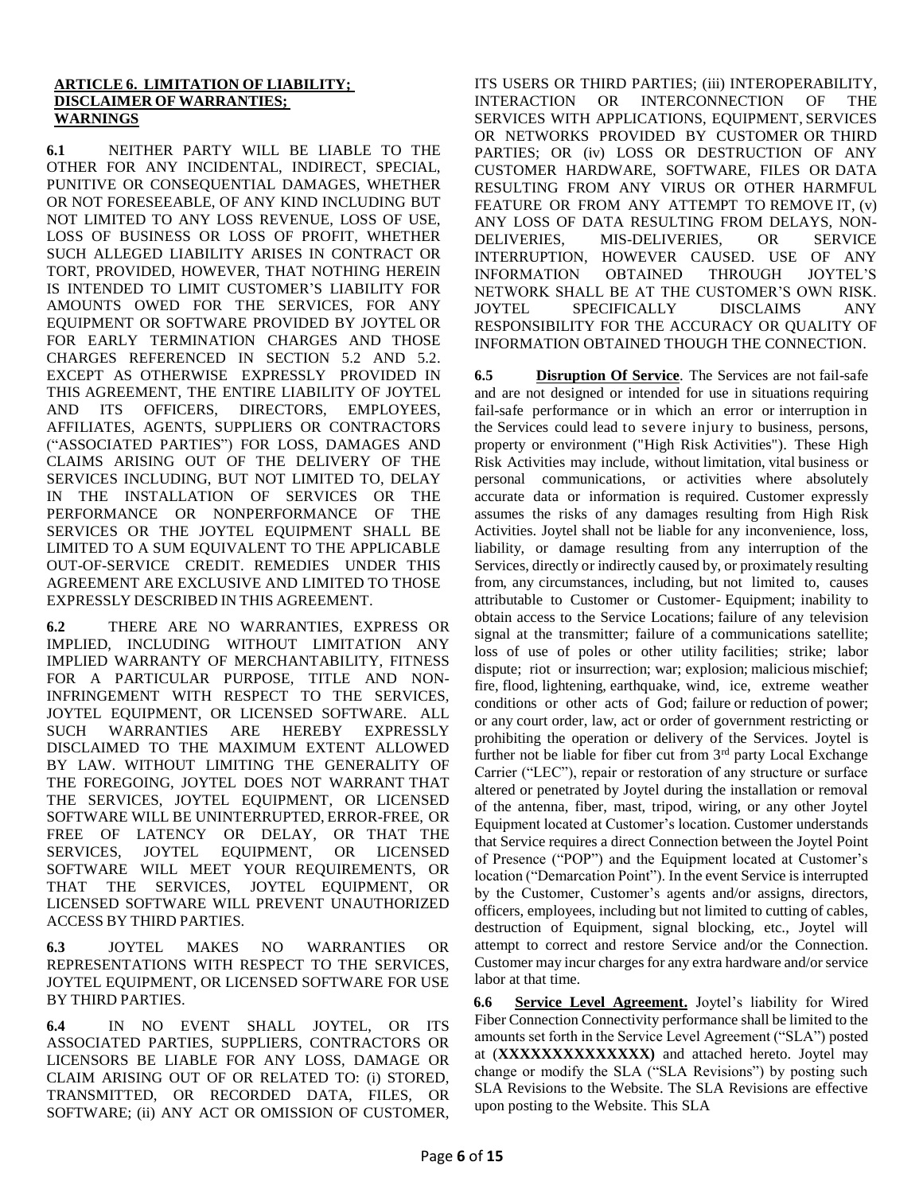## ARTICLE 6. LIMITATION OF LIABILITY; DISCLAIMER OF WARRANTIES; WARNINGS

**6.1** NEITHER PARTY WILL BE LIABLE TO THE OTHER FOR ANY INCIDENTAL, INDIRECT, SPECIAL, PUNITIVE OR CONSEQUENTIAL DAMAGES, WHETHER OR NOT FORESEEABLE, OF ANY KIND INCLUDING BUT NOT LIMITED TO ANY LOSS REVENUE, LOSS OF USE, LOSS OF BUSINESS OR LOSS OF PROFIT, WHETHER SUCH ALLEGED LIABILITY ARISES IN CONTRACT OR TORT, PROVIDED, HOWEVER, THAT NOTHING HEREIN IS INTENDED TO LIMIT CUSTOMER'S LIABILITY FOR AMOUNTS OWED FOR THE SERVICES, FOR ANY EQUIPMENT OR SOFTWARE PROVIDED BY JOYTEL OR FOR EARLY TERMINATION CHARGES AND THOSE CHARGES REFERENCED IN SECTION 5.2 AND 5.2. EXCEPT AS OTHERWISE EXPRESSLY PROVIDED IN THIS AGREEMENT, THE ENTIRE LIABILITY OF JOYTEL AND ITS OFFICERS, DIRECTORS, EMPLOYEES, AFFILIATES, AGENTS, SUPPLIERS OR CONTRACTORS ("ASSOCIATED PARTIES") FOR LOSS, DAMAGES AND CLAIMS ARISING OUT OF THE DELIVERY OF THE SERVICES INCLUDING, BUT NOT LIMITED TO, DELAY IN THE INSTALLATION OF SERVICES OR THE PERFORMANCE OR NONPERFORMANCE OF THE SERVICES OR THE JOYTEL EQUIPMENT SHALL BE LIMITED TO A SUM EQUIVALENT TO THE APPLICABLE OUT-OF-SERVICE CREDIT. REMEDIES UNDER THIS AGREEMENT ARE EXCLUSIVE AND LIMITED TO THOSE EXPRESSLY DESCRIBED IN THIS AGREEMENT.

**6.2** THERE ARE NO WARRANTIES, EXPRESS OR IMPLIED, INCLUDING WITHOUT LIMITATION ANY IMPLIED WARRANTY OF MERCHANTABILITY, FITNESS FOR A PARTICULAR PURPOSE, TITLE AND NON-INFRINGEMENT WITH RESPECT TO THE SERVICES, JOYTEL EQUIPMENT, OR LICENSED SOFTWARE. ALL SUCH WARRANTIES ARE HEREBY EXPRESSLY DISCLAIMED TO THE MAXIMUM EXTENT ALLOWED BY LAW. WITHOUT LIMITING THE GENERALITY OF THE FOREGOING, JOYTEL DOES NOT WARRANT THAT THE SERVICES, JOYTEL EQUIPMENT, OR LICENSED SOFTWARE WILL BE UNINTERRUPTED, ERROR-FREE, OR FREE OF LATENCY OR DELAY, OR THAT THE SERVICES, JOYTEL EQUIPMENT, OR LICENSED SOFTWARE WILL MEET YOUR REQUIREMENTS, OR THAT THE SERVICES, JOYTEL EQUIPMENT, OR LICENSED SOFTWARE WILL PREVENT UNAUTHORIZED ACCESS BY THIRD PARTIES.

**6.3** JOYTEL MAKES NO WARRANTIES OR REPRESENTATIONS WITH RESPECT TO THE SERVICES, JOYTEL EQUIPMENT, OR LICENSED SOFTWARE FOR USE BY THIRD PARTIES.

**6.4** IN NO EVENT SHALL JOYTEL, OR ITS ASSOCIATED PARTIES, SUPPLIERS, CONTRACTORS OR LICENSORS BE LIABLE FOR ANY LOSS, DAMAGE OR CLAIM ARISING OUT OF OR RELATED TO: (i) STORED, TRANSMITTED, OR RECORDED DATA, FILES, OR SOFTWARE; (ii) ANY ACT OR OMISSION OF CUSTOMER, ITS USERS OR THIRD PARTIES; (iii) INTEROPERABILITY, INTERACTION OR INTERCONNECTION OF THE SERVICES WITH APPLICATIONS, EQUIPMENT, SERVICES OR NETWORKS PROVIDED BY CUSTOMER OR THIRD PARTIES; OR (iv) LOSS OR DESTRUCTION OF ANY CUSTOMER HARDWARE, SOFTWARE, FILES OR DATA RESULTING FROM ANY VIRUS OR OTHER HARMFUL FEATURE OR FROM ANY ATTEMPT TO REMOVE IT, (v) ANY LOSS OF DATA RESULTING FROM DELAYS, NON-DELIVERIES, MIS-DELIVERIES, OR SERVICE INTERRUPTION, HOWEVER CAUSED. USE OF ANY INFORMATION OBTAINED THROUGH JOYTEL'S NETWORK SHALL BE AT THE CUSTOMER'S OWN RISK. JOYTEL SPECIFICALLY DISCLAIMS ANY RESPONSIBILITY FOR THE ACCURACY OR QUALITY OF INFORMATION OBTAINED THOUGH THE CONNECTION.

**6.5 Disruption Of Service**. The Services are not fail-safe and are not designed or intended for use in situations requiring fail-safe performance or in which an error or interruption in the Services could lead to severe injury to business, persons, property or environment ("High Risk Activities"). These High Risk Activities may include, without limitation, vital business or personal communications, or activities where absolutely accurate data or information is required. Customer expressly assumes the risks of any damages resulting from High Risk Activities. Joytel shall not be liable for any inconvenience, loss, liability, or damage resulting from any interruption of the Services, directly or indirectly caused by, or proximately resulting from, any circumstances, including, but not limited to, causes attributable to Customer or Customer- Equipment; inability to obtain access to the Service Locations; failure of any television signal at the transmitter; failure of a communications satellite; loss of use of poles or other utility facilities; strike; labor dispute; riot or insurrection; war; explosion; malicious mischief; fire, flood, lightening, earthquake, wind, ice, extreme weather conditions or other acts of God; failure or reduction of power; or any court order, law, act or order of government restricting or prohibiting the operation or delivery of the Services. Joytel is further not be liable for fiber cut from 3rd party Local Exchange Carrier ("LEC"), repair or restoration of any structure or surface altered or penetrated by Joytel during the installation or removal of the antenna, fiber, mast, tripod, wiring, or any other Joytel Equipment located at Customer's location. Customer understands that Service requires a direct Connection between the Joytel Point of Presence ("POP") and the Equipment located at Customer's location ("Demarcation Point"). In the event Service is interrupted by the Customer, Customer's agents and/or assigns, directors, officers, employees, including but not limited to cutting of cables, destruction of Equipment, signal blocking, etc., Joytel will attempt to correct and restore Service and/or the Connection. Customer may incur charges for any extra hardware and/or service labor at that time.

**6.6 Service Level Agreement.** Joytel's liability for Wired Fiber Connection Connectivity performance shall be limited to the amounts set forth in the Service Level Agreement ("SLA") posted at (**XXXXXXXXXXXXXX)** and attached hereto. Joytel may change or modify the SLA ("SLA Revisions") by posting such SLA Revisions to the Website. The SLA Revisions are effective upon posting to the Website. This SLA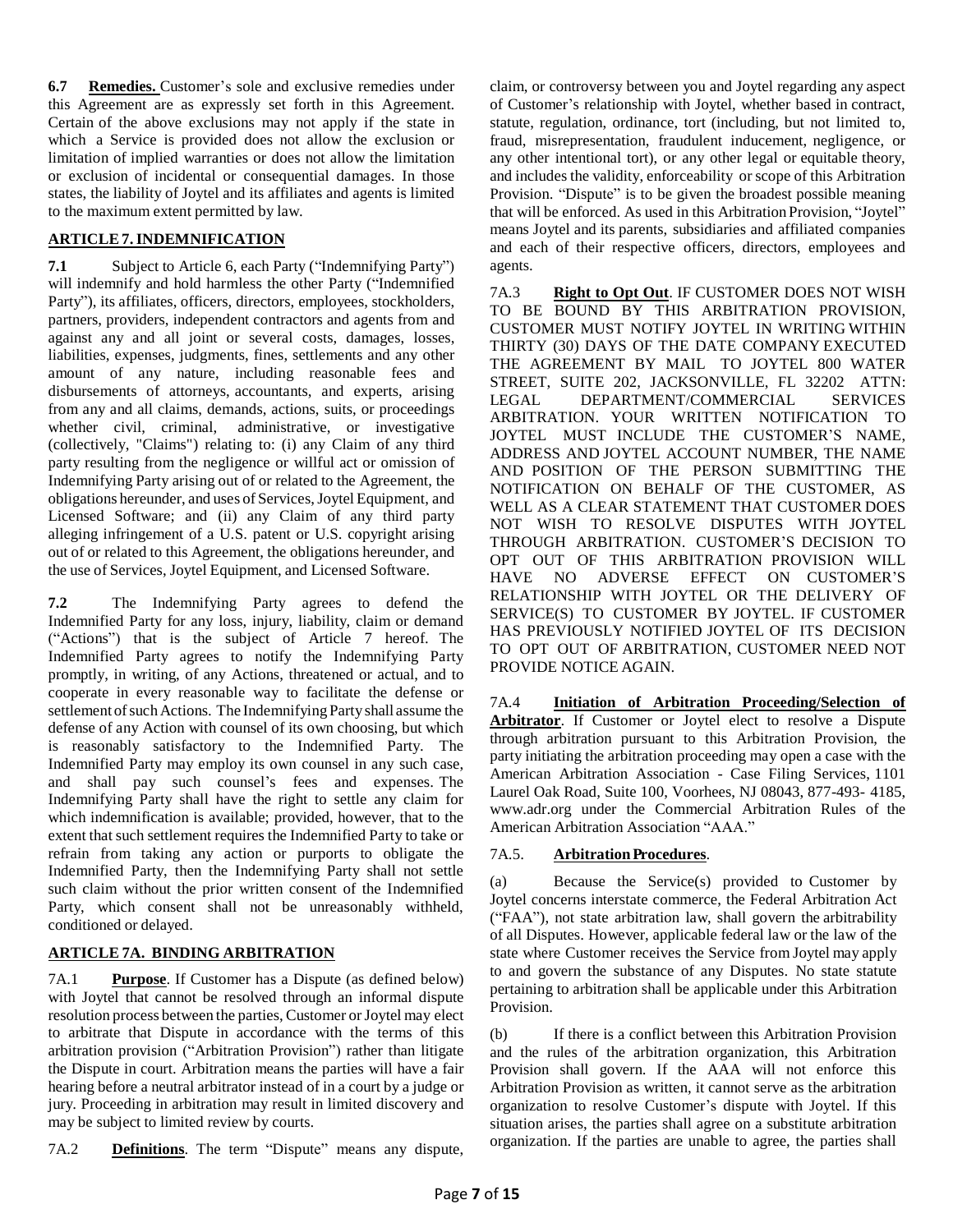**6.7 Remedies.** Customer's sole and exclusive remedies under this Agreement are as expressly set forth in this Agreement. Certain of the above exclusions may not apply if the state in which a Service is provided does not allow the exclusion or limitation of implied warranties or does not allow the limitation or exclusion of incidental or consequential damages. In those states, the liability of Joytel and its affiliates and agents is limited to the maximum extent permitted by law.

## ARTICLE 7. INDEMNIFICATION

**7.1** Subject to Article 6, each Party ("Indemnifying Party") will indemnify and hold harmless the other Party ("Indemnified Party"), its affiliates, officers, directors, employees, stockholders, partners, providers, independent contractors and agents from and against any and all joint or several costs, damages, losses, liabilities, expenses, judgments, fines, settlements and any other amount of any nature, including reasonable fees and disbursements of attorneys, accountants, and experts, arising from any and all claims, demands, actions, suits, or proceedings whether civil, criminal, administrative, or investigative (collectively, "Claims") relating to: (i) any Claim of any third party resulting from the negligence or willful act or omission of Indemnifying Party arising out of or related to the Agreement, the obligations hereunder, and uses of Services, Joytel Equipment, and Licensed Software; and (ii) any Claim of any third party alleging infringement of a U.S. patent or U.S. copyright arising out of or related to this Agreement, the obligations hereunder, and the use of Services, Joytel Equipment, and Licensed Software.

**7.2** The Indemnifying Party agrees to defend the Indemnified Party for any loss, injury, liability, claim or demand ("Actions") that is the subject of Article 7 hereof. The Indemnified Party agrees to notify the Indemnifying Party promptly, in writing, of any Actions, threatened or actual, and to cooperate in every reasonable way to facilitate the defense or settlement of such Actions. The Indemnifying Party shall assume the defense of any Action with counsel of its own choosing, but which is reasonably satisfactory to the Indemnified Party. The Indemnified Party may employ its own counsel in any such case, and shall pay such counsel's fees and expenses. The Indemnifying Party shall have the right to settle any claim for which indemnification is available; provided, however, that to the extent that such settlement requires the Indemnified Party to take or refrain from taking any action or purports to obligate the Indemnified Party, then the Indemnifying Party shall not settle such claim without the prior written consent of the Indemnified Party, which consent shall not be unreasonably withheld, conditioned or delayed.

## ARTICLE 7A. BINDING ARBITRATION

7A.1 **Purpose**. If Customer has a Dispute (as defined below) with Joytel that cannot be resolved through an informal dispute resolution process between the parties, Customer or Joytel may elect to arbitrate that Dispute in accordance with the terms of this arbitration provision ("Arbitration Provision") rather than litigate the Dispute in court. Arbitration means the parties will have a fair hearing before a neutral arbitrator instead of in a court by a judge or jury. Proceeding in arbitration may result in limited discovery and may be subject to limited review by courts.

7A.2 **Definitions**. The term "Dispute" means any dispute, claim, or controversy between you and Joytel regarding any aspect of Customer's relationship with Joytel, whether based in contract, statute, regulation, ordinance, tort (including, but not limited to, fraud, misrepresentation, fraudulent inducement, negligence, or any other intentional tort), or any other legal or equitable theory, and includes the validity, enforceability or scope of this Arbitration Provision. "Dispute" is to be given the broadest possible meaning that will be enforced. As used in this Arbitration Provision, "Joytel" means Joytel and its parents, subsidiaries and affiliated companies and each of their respective officers, directors, employees and agents.

7A.3 **Right to Opt Out**. IF CUSTOMER DOES NOT WISH TO BE BOUND BY THIS ARBITRATION PROVISION, CUSTOMER MUST NOTIFY JOYTEL IN WRITING WITHIN THIRTY (30) DAYS OF THE DATE COMPANY EXECUTED THE AGREEMENT BY MAIL TO JOYTEL 800 WATER STREET, SUITE 202, JACKSONVILLE, FL 32202 ATTN: LEGAL DEPARTMENT/COMMERCIAL SERVICES ARBITRATION. YOUR WRITTEN NOTIFICATION TO JOYTEL MUST INCLUDE THE CUSTOMER'S NAME, ADDRESS AND JOYTEL ACCOUNT NUMBER, THE NAME AND POSITION OF THE PERSON SUBMITTING THE NOTIFICATION ON BEHALF OF THE CUSTOMER, AS WELL AS A CLEAR STATEMENT THAT CUSTOMER DOES NOT WISH TO RESOLVE DISPUTES WITH JOYTEL THROUGH ARBITRATION. CUSTOMER'S DECISION TO OPT OUT OF THIS ARBITRATION PROVISION WILL HAVE NO ADVERSE EFFECT ON CUSTOMER'S RELATIONSHIP WITH JOYTEL OR THE DELIVERY OF SERVICE(S) TO CUSTOMER BY JOYTEL. IF CUSTOMER HAS PREVIOUSLY NOTIFIED JOYTEL OF ITS DECISION TO OPT OUT OF ARBITRATION, CUSTOMER NEED NOT PROVIDE NOTICE AGAIN.

7A.4 **Initiation of Arbitration Proceeding/Selection of Arbitrator**. If Customer or Joytel elect to resolve a Dispute through arbitration pursuant to this Arbitration Provision, the party initiating the arbitration proceeding may open a case with the American Arbitration Association - Case Filing Services, 1101 Laurel Oak Road, Suite 100, Voorhees, NJ 08043, 877-493- 4185, www.adr.org under the Commercial Arbitration Rules of the American Arbitration Association "AAA."

7A.5. **Arbitration Procedures**.

(a) Because the Service(s) provided to Customer by Joytel concerns interstate commerce, the Federal Arbitration Act ("FAA"), not state arbitration law, shall govern the arbitrability of all Disputes. However, applicable federal law or the law of the state where Customer receives the Service from Joytel may apply to and govern the substance of any Disputes. No state statute pertaining to arbitration shall be applicable under this Arbitration Provision.

(b) If there is a conflict between this Arbitration Provision and the rules of the arbitration organization, this Arbitration Provision shall govern. If the AAA will not enforce this Arbitration Provision as written, it cannot serve as the arbitration organization to resolve Customer's dispute with Joytel. If this situation arises, the parties shall agree on a substitute arbitration organization. If the parties are unable to agree, the parties shall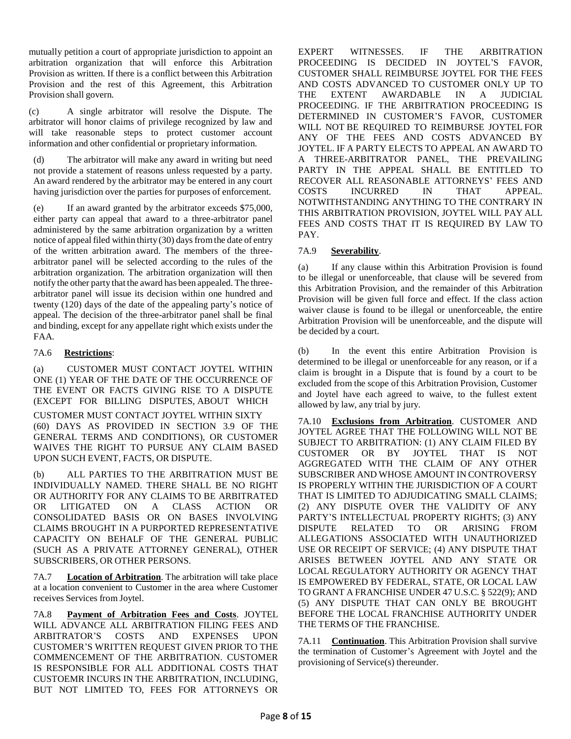mutually petition a court of appropriate jurisdiction to appoint an arbitration organization that will enforce this Arbitration Provision as written. If there is a conflict between this Arbitration Provision and the rest of this Agreement, this Arbitration Provision shall govern.

(c) A single arbitrator will resolve the Dispute. The arbitrator will honor claims of privilege recognized by law and will take reasonable steps to protect customer account information and other confidential or proprietary information.

(d) The arbitrator will make any award in writing but need not provide a statement of reasons unless requested by a party. An award rendered by the arbitrator may be entered in any court having jurisdiction over the parties for purposes of enforcement.

(e) If an award granted by the arbitrator exceeds $75,000, either party can appeal that award to a three-arbitrator panel administered by the same arbitration organization by a written notice of appeal filed within thirty (30) days from the date of entry of the written arbitration award. The members of the three-arbitrator panel will be selected according to the rules of the arbitration organization. The arbitration organization will then notify the other party that the award has been appealed. The three-arbitrator panel will issue its decision within one hundred and twenty (120) days of the date of the appealing party's notice of appeal. The decision of the three-arbitrator panel shall be final and binding, except for any appellate right which exists under the FAA.

7A.6 **Restrictions**:

(a) CUSTOMER MUST CONTACT JOYTEL WITHIN ONE (1) YEAR OF THE DATE OF THE OCCURRENCE OF THE EVENT OR FACTS GIVING RISE TO A DISPUTE (EXCEPT FOR BILLING DISPUTES, ABOUT WHICH CUSTOMER MUST CONTACT JOYTEL WITHIN SIXTY (60) DAYS AS PROVIDED IN SECTION 3.9 OF THE GENERAL TERMS AND CONDITIONS), OR CUSTOMER WAIVES THE RIGHT TO PURSUE ANY CLAIM BASED UPON SUCH EVENT, FACTS, OR DISPUTE.

(b) ALL PARTIES TO THE ARBITRATION MUST BE INDIVIDUALLY NAMED. THERE SHALL BE NO RIGHT OR AUTHORITY FOR ANY CLAIMS TO BE ARBITRATED OR LITIGATED ON A CLASS ACTION OR CONSOLIDATED BASIS OR ON BASES INVOLVING CLAIMS BROUGHT IN A PURPORTED REPRESENTATIVE CAPACITY ON BEHALF OF THE GENERAL PUBLIC (SUCH AS A PRIVATE ATTORNEY GENERAL), OTHER SUBSCRIBERS, OR OTHER PERSONS.

7A.7 **Location of Arbitration**. The arbitration will take place at a location convenient to Customer in the area where Customer receives Services from Joytel.

7A.8 **Payment of Arbitration Fees and Costs**. JOYTEL WILL ADVANCE ALL ARBITRATION FILING FEES AND ARBITRATOR'S COSTS AND EXPENSES UPON CUSTOMER'S WRITTEN REQUEST GIVEN PRIOR TO THE COMMENCEMENT OF THE ARBITRATION. CUSTOMER IS RESPONSIBLE FOR ALL ADDITIONAL COSTS THAT CUSTOEMR INCURS IN THE ARBITRATION, INCLUDING, BUT NOT LIMITED TO, FEES FOR ATTORNEYS OR EXPERT WITNESSES. IF THE ARBITRATION PROCEEDING IS DECIDED IN JOYTEL'S FAVOR, CUSTOMER SHALL REIMBURSE JOYTEL FOR THE FEES AND COSTS ADVANCED TO CUSTOMER ONLY UP TO THE EXTENT AWARDABLE IN A JUDICIAL PROCEEDING. IF THE ARBITRATION PROCEEDING IS DETERMINED IN CUSTOMER'S FAVOR, CUSTOMER WILL NOT BE REQUIRED TO REIMBURSE JOYTEL FOR ANY OF THE FEES AND COSTS ADVANCED BY JOYTEL. IF A PARTY ELECTS TO APPEAL AN AWARD TO A THREE-ARBITRATOR PANEL, THE PREVAILING PARTY IN THE APPEAL SHALL BE ENTITLED TO RECOVER ALL REASONABLE ATTORNEYS' FEES AND COSTS INCURRED IN THAT APPEAL. NOTWITHSTANDING ANYTHING TO THE CONTRARY IN THIS ARBITRATION PROVISION, JOYTEL WILL PAY ALL FEES AND COSTS THAT IT IS REQUIRED BY LAW TO PAY.

7A.9 **Severability**.

(a) If any clause within this Arbitration Provision is found to be illegal or unenforceable, that clause will be severed from this Arbitration Provision, and the remainder of this Arbitration Provision will be given full force and effect. If the class action waiver clause is found to be illegal or unenforceable, the entire Arbitration Provision will be unenforceable, and the dispute will be decided by a court.

(b) In the event this entire Arbitration Provision is determined to be illegal or unenforceable for any reason, or if a claim is brought in a Dispute that is found by a court to be excluded from the scope of this Arbitration Provision, Customer and Joytel have each agreed to waive, to the fullest extent allowed by law, any trial by jury.

7A.10 **Exclusions from Arbitration**. CUSTOMER AND JOYTEL AGREE THAT THE FOLLOWING WILL NOT BE SUBJECT TO ARBITRATION: (1) ANY CLAIM FILED BY CUSTOMER OR BY JOYTEL THAT IS NOT AGGREGATED WITH THE CLAIM OF ANY OTHER SUBSCRIBER AND WHOSE AMOUNT IN CONTROVERSY IS PROPERLY WITHIN THE JURISDICTION OF A COURT THAT IS LIMITED TO ADJUDICATING SMALL CLAIMS; (2) ANY DISPUTE OVER THE VALIDITY OF ANY PARTY'S INTELLECTUAL PROPERTY RIGHTS; (3) ANY DISPUTE RELATED TO OR ARISING FROM ALLEGATIONS ASSOCIATED WITH UNAUTHORIZED USE OR RECEIPT OF SERVICE; (4) ANY DISPUTE THAT ARISES BETWEEN JOYTEL AND ANY STATE OR LOCAL REGULATORY AUTHORITY OR AGENCY THAT IS EMPOWERED BY FEDERAL, STATE, OR LOCAL LAW TO GRANT A FRANCHISE UNDER 47 U.S.C. § 522(9); AND (5) ANY DISPUTE THAT CAN ONLY BE BROUGHT BEFORE THE LOCAL FRANCHISE AUTHORITY UNDER THE TERMS OF THE FRANCHISE.

7A.11 **Continuation**. This Arbitration Provision shall survive the termination of Customer's Agreement with Joytel and the provisioning of Service(s) thereunder.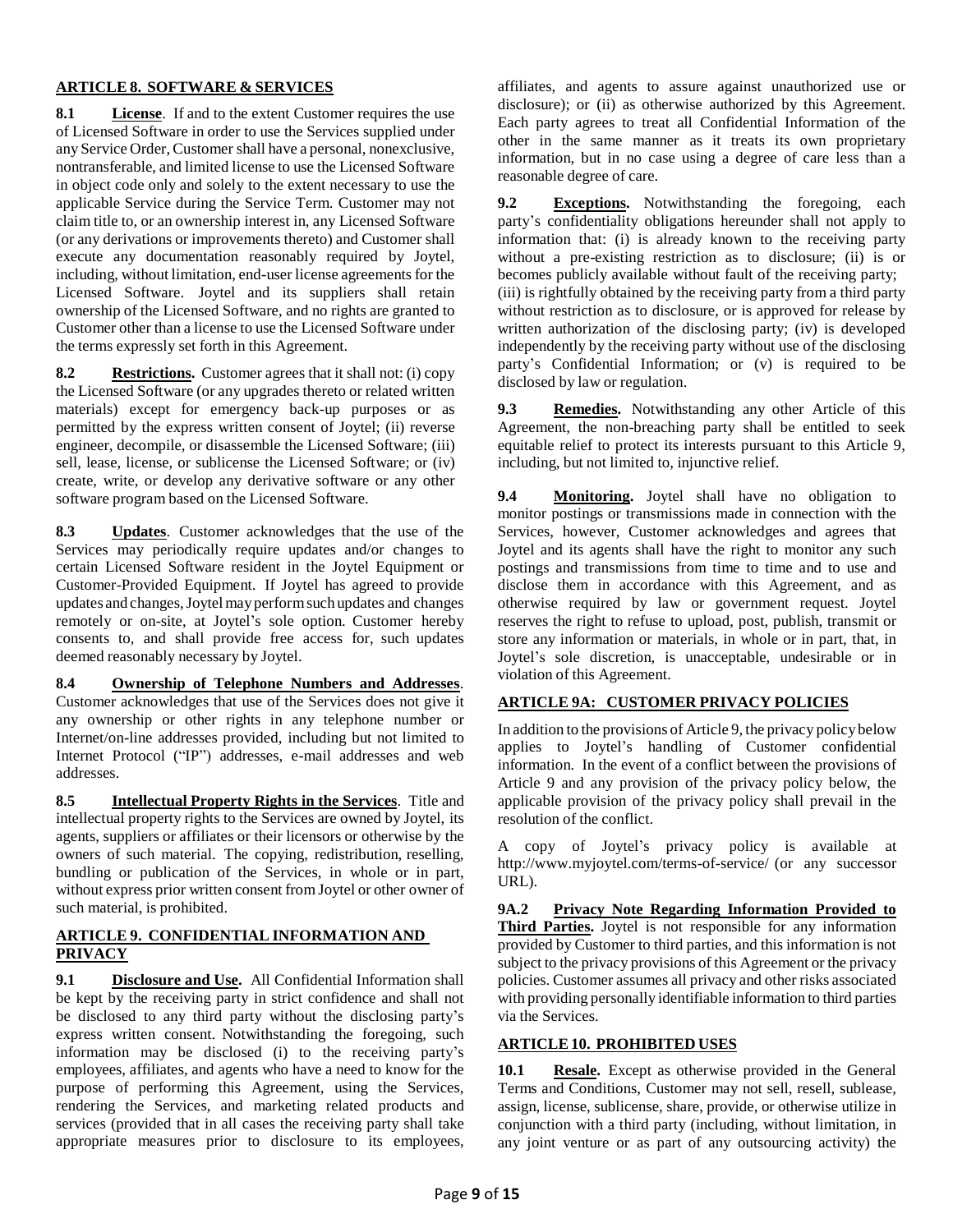## ARTICLE 8. SOFTWARE & SERVICES

**8.1 License**. If and to the extent Customer requires the use of Licensed Software in order to use the Services supplied under any Service Order, Customer shall have a personal, nonexclusive, nontransferable, and limited license to use the Licensed Software in object code only and solely to the extent necessary to use the applicable Service during the Service Term. Customer may not claim title to, or an ownership interest in, any Licensed Software (or any derivations or improvements thereto) and Customer shall execute any documentation reasonably required by Joytel, including, without limitation, end-user license agreements for the Licensed Software. Joytel and its suppliers shall retain ownership of the Licensed Software, and no rights are granted to Customer other than a license to use the Licensed Software under the terms expressly set forth in this Agreement.

**8.2 Restrictions.** Customer agrees that it shall not: (i) copy the Licensed Software (or any upgrades thereto or related written materials) except for emergency back-up purposes or as permitted by the express written consent of Joytel; (ii) reverse engineer, decompile, or disassemble the Licensed Software; (iii) sell, lease, license, or sublicense the Licensed Software; or (iv) create, write, or develop any derivative software or any other software program based on the Licensed Software.

**8.3 Updates**. Customer acknowledges that the use of the Services may periodically require updates and/or changes to certain Licensed Software resident in the Joytel Equipment or Customer-Provided Equipment. If Joytel has agreed to provide updates and changes, Joytel may perform such updates and changes remotely or on-site, at Joytel's sole option. Customer hereby consents to, and shall provide free access for, such updates deemed reasonably necessary by Joytel.

**8.4 Ownership of Telephone Numbers and Addresses**. Customer acknowledges that use of the Services does not give it any ownership or other rights in any telephone number or Internet/on-line addresses provided, including but not limited to Internet Protocol ("IP") addresses, e-mail addresses and web addresses.

**8.5 Intellectual Property Rights in the Services**. Title and intellectual property rights to the Services are owned by Joytel, its agents, suppliers or affiliates or their licensors or otherwise by the owners of such material. The copying, redistribution, reselling, bundling or publication of the Services, in whole or in part, without express prior written consent from Joytel or other owner of such material, is prohibited.

## ARTICLE 9. CONFIDENTIAL INFORMATION AND PRIVACY

**9.1 Disclosure and Use.** All Confidential Information shall be kept by the receiving party in strict confidence and shall not be disclosed to any third party without the disclosing party's express written consent. Notwithstanding the foregoing, such information may be disclosed (i) to the receiving party's employees, affiliates, and agents who have a need to know for the purpose of performing this Agreement, using the Services, rendering the Services, and marketing related products and services (provided that in all cases the receiving party shall take appropriate measures prior to disclosure to its employees, affiliates, and agents to assure against unauthorized use or disclosure); or (ii) as otherwise authorized by this Agreement. Each party agrees to treat all Confidential Information of the other in the same manner as it treats its own proprietary information, but in no case using a degree of care less than a reasonable degree of care.

**9.2 Exceptions.** Notwithstanding the foregoing, each party's confidentiality obligations hereunder shall not apply to information that: (i) is already known to the receiving party without a pre-existing restriction as to disclosure; (ii) is or becomes publicly available without fault of the receiving party; (iii) is rightfully obtained by the receiving party from a third party without restriction as to disclosure, or is approved for release by written authorization of the disclosing party; (iv) is developed independently by the receiving party without use of the disclosing party's Confidential Information; or (v) is required to be disclosed by law or regulation.

**9.3 Remedies.** Notwithstanding any other Article of this Agreement, the non-breaching party shall be entitled to seek equitable relief to protect its interests pursuant to this Article 9, including, but not limited to, injunctive relief.

**9.4 Monitoring.** Joytel shall have no obligation to monitor postings or transmissions made in connection with the Services, however, Customer acknowledges and agrees that Joytel and its agents shall have the right to monitor any such postings and transmissions from time to time and to use and disclose them in accordance with this Agreement, and as otherwise required by law or government request. Joytel reserves the right to refuse to upload, post, publish, transmit or store any information or materials, in whole or in part, that, in Joytel's sole discretion, is unacceptable, undesirable or in violation of this Agreement.

## ARTICLE 9A: CUSTOMER PRIVACY POLICIES

In addition to the provisions of Article 9, the privacy policy below applies to Joytel's handling of Customer confidential information. In the event of a conflict between the provisions of Article 9 and any provision of the privacy policy below, the applicable provision of the privacy policy shall prevail in the resolution of the conflict.

A copy of Joytel's privacy policy is available at http://www.myjoytel.com/terms-of-service/ (or any successor URL).

**9A.2 Privacy Note Regarding Information Provided to Third Parties.** Joytel is not responsible for any information provided by Customer to third parties, and this information is not subject to the privacy provisions of this Agreement or the privacy policies. Customer assumes all privacy and other risks associated with providing personally identifiable information to third parties via the Services.

## ARTICLE 10. PROHIBITED USES

**10.1 Resale.** Except as otherwise provided in the General Terms and Conditions, Customer may not sell, resell, sublease, assign, license, sublicense, share, provide, or otherwise utilize in conjunction with a third party (including, without limitation, in any joint venture or as part of any outsourcing activity) the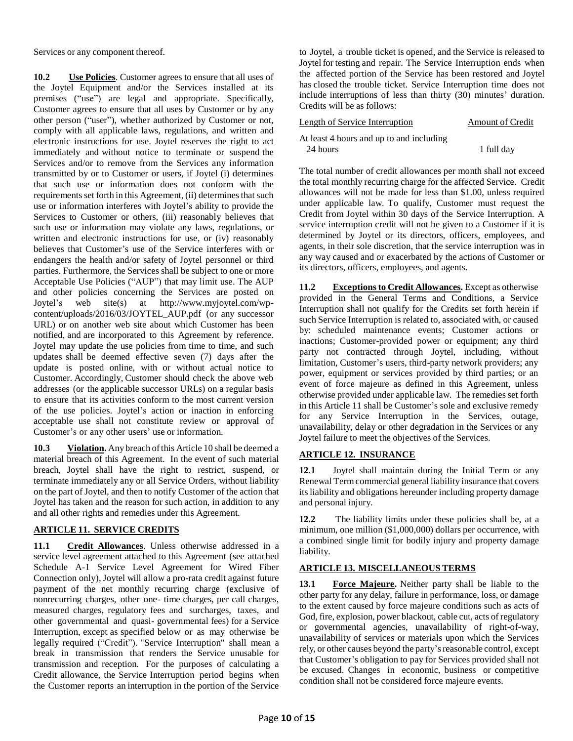Services or any component thereof.

**10.2 Use Policies**. Customer agrees to ensure that all uses of the Joytel Equipment and/or the Services installed at its premises ("use") are legal and appropriate. Specifically, Customer agrees to ensure that all uses by Customer or by any other person ("user"), whether authorized by Customer or not, comply with all applicable laws, regulations, and written and electronic instructions for use. Joytel reserves the right to act immediately and without notice to terminate or suspend the Services and/or to remove from the Services any information transmitted by or to Customer or users, if Joytel (i) determines that such use or information does not conform with the requirements set forth in this Agreement, (ii) determines that such use or information interferes with Joytel's ability to provide the Services to Customer or others, (iii) reasonably believes that such use or information may violate any laws, regulations, or written and electronic instructions for use, or (iv) reasonably believes that Customer's use of the Service interferes with or endangers the health and/or safety of Joytel personnel or third parties. Furthermore, the Services shall be subject to one or more Acceptable Use Policies ("AUP") that may limit use. The AUP and other policies concerning the Services are posted on Joytel's web site(s) at http://www.myjoytel.com/wp-content/uploads/2016/03/JOYTEL_AUP.pdf (or any successor URL) or on another web site about which Customer has been notified, and are incorporated to this Agreement by reference. Joytel may update the use policies from time to time, and such updates shall be deemed effective seven (7) days after the update is posted online, with or without actual notice to Customer. Accordingly, Customer should check the above web addresses (or the applicable successor URLs) on a regular basis to ensure that its activities conform to the most current version of the use policies. Joytel's action or inaction in enforcing acceptable use shall not constitute review or approval of Customer's or any other users' use or information.

**10.3 Violation.** Any breach of this Article 10 shall be deemed a material breach of this Agreement. In the event of such material breach, Joytel shall have the right to restrict, suspend, or terminate immediately any or all Service Orders, without liability on the part of Joytel, and then to notify Customer of the action that Joytel has taken and the reason for such action, in addition to any and all other rights and remedies under this Agreement.

## ARTICLE 11. SERVICE CREDITS

**11.1 Credit Allowances**. Unless otherwise addressed in a service level agreement attached to this Agreement (see attached Schedule A-1 Service Level Agreement for Wired Fiber Connection only), Joytel will allow a pro-rata credit against future payment of the net monthly recurring charge (exclusive of nonrecurring charges, other one- time charges, per call charges, measured charges, regulatory fees and surcharges, taxes, and other governmental and quasi- governmental fees) for a Service Interruption, except as specified below or as may otherwise be legally required ("Credit"). "Service Interruption" shall mean a break in transmission that renders the Service unusable for transmission and reception. For the purposes of calculating a Credit allowance, the Service Interruption period begins when the Customer reports an interruption in the portion of the Service to Joytel, a trouble ticket is opened, and the Service is released to Joytel for testing and repair. The Service Interruption ends when the affected portion of the Service has been restored and Joytel has closed the trouble ticket. Service Interruption time does not include interruptions of less than thirty (30) minutes' duration. Credits will be as follows:

| Length of Service Interruption | Amount of Credit |
|---|---|
| At least 4 hours and up to and including 24 hours | 1 full day |

The total number of credit allowances per month shall not exceed the total monthly recurring charge for the affected Service. Credit allowances will not be made for less than \$1.00, unless required under applicable law. To qualify, Customer must request the Credit from Joytel within 30 days of the Service Interruption. A service interruption credit will not be given to a Customer if it is determined by Joytel or its directors, officers, employees, and agents, in their sole discretion, that the service interruption was in any way caused and or exacerbated by the actions of Customer or its directors, officers, employees, and agents.

**11.2 Exceptions to Credit Allowances.** Except as otherwise provided in the General Terms and Conditions, a Service Interruption shall not qualify for the Credits set forth herein if such Service Interruption is related to, associated with, or caused by: scheduled maintenance events; Customer actions or inactions; Customer-provided power or equipment; any third party not contracted through Joytel, including, without limitation, Customer's users, third-party network providers; any power, equipment or services provided by third parties; or an event of force majeure as defined in this Agreement, unless otherwise provided under applicable law. The remedies set forth in this Article 11 shall be Customer's sole and exclusive remedy for any Service Interruption in the Services, outage, unavailability, delay or other degradation in the Services or any Joytel failure to meet the objectives of the Services.

## ARTICLE 12. INSURANCE

**12.1** Joytel shall maintain during the Initial Term or any Renewal Term commercial general liability insurance that covers its liability and obligations hereunder including property damage and personal injury.

**12.2** The liability limits under these policies shall be, at a minimum, one million (\$1,000,000) dollars per occurrence, with a combined single limit for bodily injury and property damage liability.

## ARTICLE 13. MISCELLANEOUS TERMS

**13.1 Force Majeure.** Neither party shall be liable to the other party for any delay, failure in performance, loss, or damage to the extent caused by force majeure conditions such as acts of God, fire, explosion, power blackout, cable cut, acts of regulatory or governmental agencies, unavailability of right-of-way, unavailability of services or materials upon which the Services rely, or other causes beyond the party's reasonable control, except that Customer's obligation to pay for Services provided shall not be excused. Changes in economic, business or competitive condition shall not be considered force majeure events.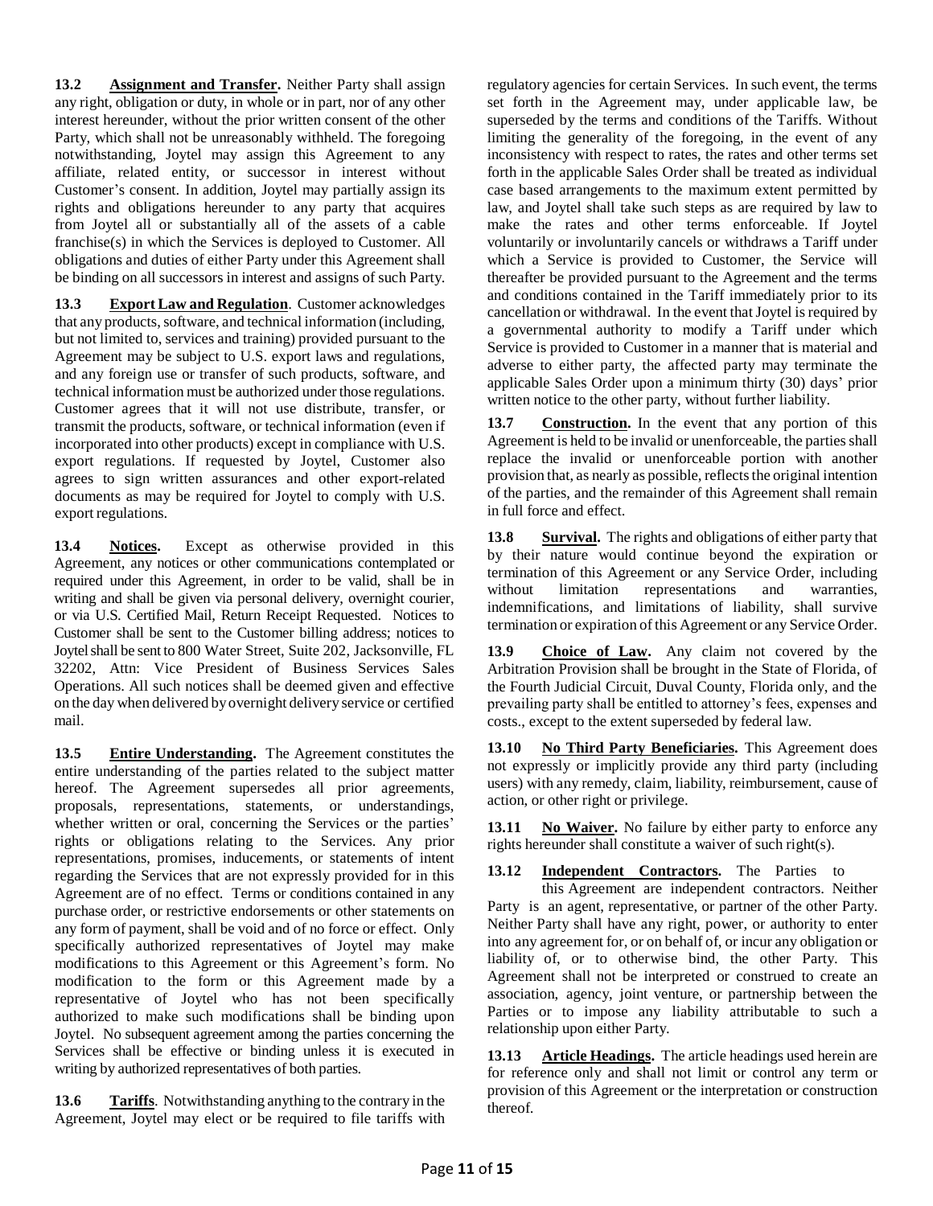**13.2 Assignment and Transfer.** Neither Party shall assign any right, obligation or duty, in whole or in part, nor of any other interest hereunder, without the prior written consent of the other Party, which shall not be unreasonably withheld. The foregoing notwithstanding, Joytel may assign this Agreement to any affiliate, related entity, or successor in interest without Customer's consent. In addition, Joytel may partially assign its rights and obligations hereunder to any party that acquires from Joytel all or substantially all of the assets of a cable franchise(s) in which the Services is deployed to Customer. All obligations and duties of either Party under this Agreement shall be binding on all successors in interest and assigns of such Party.

**13.3 Export Law and Regulation**. Customer acknowledges that any products, software, and technical information (including, but not limited to, services and training) provided pursuant to the Agreement may be subject to U.S. export laws and regulations, and any foreign use or transfer of such products, software, and technical information must be authorized under those regulations. Customer agrees that it will not use distribute, transfer, or transmit the products, software, or technical information (even if incorporated into other products) except in compliance with U.S. export regulations. If requested by Joytel, Customer also agrees to sign written assurances and other export-related documents as may be required for Joytel to comply with U.S. export regulations.

**13.4 Notices.** Except as otherwise provided in this Agreement, any notices or other communications contemplated or required under this Agreement, in order to be valid, shall be in writing and shall be given via personal delivery, overnight courier, or via U.S. Certified Mail, Return Receipt Requested. Notices to Customer shall be sent to the Customer billing address; notices to Joytel shall be sent to 800 Water Street, Suite 202, Jacksonville, FL 32202, Attn: Vice President of Business Services Sales Operations. All such notices shall be deemed given and effective on the day when delivered by overnight delivery service or certified mail.

**13.5 Entire Understanding.** The Agreement constitutes the entire understanding of the parties related to the subject matter hereof. The Agreement supersedes all prior agreements, proposals, representations, statements, or understandings, whether written or oral, concerning the Services or the parties' rights or obligations relating to the Services. Any prior representations, promises, inducements, or statements of intent regarding the Services that are not expressly provided for in this Agreement are of no effect. Terms or conditions contained in any purchase order, or restrictive endorsements or other statements on any form of payment, shall be void and of no force or effect. Only specifically authorized representatives of Joytel may make modifications to this Agreement or this Agreement's form. No modification to the form or this Agreement made by a representative of Joytel who has not been specifically authorized to make such modifications shall be binding upon Joytel. No subsequent agreement among the parties concerning the Services shall be effective or binding unless it is executed in writing by authorized representatives of both parties.

**13.6 Tariffs**. Notwithstanding anything to the contrary in the Agreement, Joytel may elect or be required to file tariffs with regulatory agencies for certain Services. In such event, the terms set forth in the Agreement may, under applicable law, be superseded by the terms and conditions of the Tariffs. Without limiting the generality of the foregoing, in the event of any inconsistency with respect to rates, the rates and other terms set forth in the applicable Sales Order shall be treated as individual case based arrangements to the maximum extent permitted by law, and Joytel shall take such steps as are required by law to make the rates and other terms enforceable. If Joytel voluntarily or involuntarily cancels or withdraws a Tariff under which a Service is provided to Customer, the Service will thereafter be provided pursuant to the Agreement and the terms and conditions contained in the Tariff immediately prior to its cancellation or withdrawal. In the event that Joytel is required by a governmental authority to modify a Tariff under which Service is provided to Customer in a manner that is material and adverse to either party, the affected party may terminate the applicable Sales Order upon a minimum thirty (30) days' prior written notice to the other party, without further liability.

**13.7 Construction.** In the event that any portion of this Agreement is held to be invalid or unenforceable, the parties shall replace the invalid or unenforceable portion with another provision that, as nearly as possible, reflects the original intention of the parties, and the remainder of this Agreement shall remain in full force and effect.

**13.8 Survival.** The rights and obligations of either party that by their nature would continue beyond the expiration or termination of this Agreement or any Service Order, including without limitation representations and warranties, indemnifications, and limitations of liability, shall survive termination or expiration of this Agreement or any Service Order.

**13.9 Choice of Law.** Any claim not covered by the Arbitration Provision shall be brought in the State of Florida, of the Fourth Judicial Circuit, Duval County, Florida only, and the prevailing party shall be entitled to attorney's fees, expenses and costs., except to the extent superseded by federal law.

**13.10 No Third Party Beneficiaries.** This Agreement does not expressly or implicitly provide any third party (including users) with any remedy, claim, liability, reimbursement, cause of action, or other right or privilege.

**13.11 No Waiver.** No failure by either party to enforce any rights hereunder shall constitute a waiver of such right(s).

**13.12 Independent Contractors.** The Parties to this Agreement are independent contractors. Neither Party is an agent, representative, or partner of the other Party. Neither Party shall have any right, power, or authority to enter into any agreement for, or on behalf of, or incur any obligation or liability of, or to otherwise bind, the other Party. This Agreement shall not be interpreted or construed to create an association, agency, joint venture, or partnership between the Parties or to impose any liability attributable to such a relationship upon either Party.

**13.13 Article Headings.** The article headings used herein are for reference only and shall not limit or control any term or provision of this Agreement or the interpretation or construction thereof.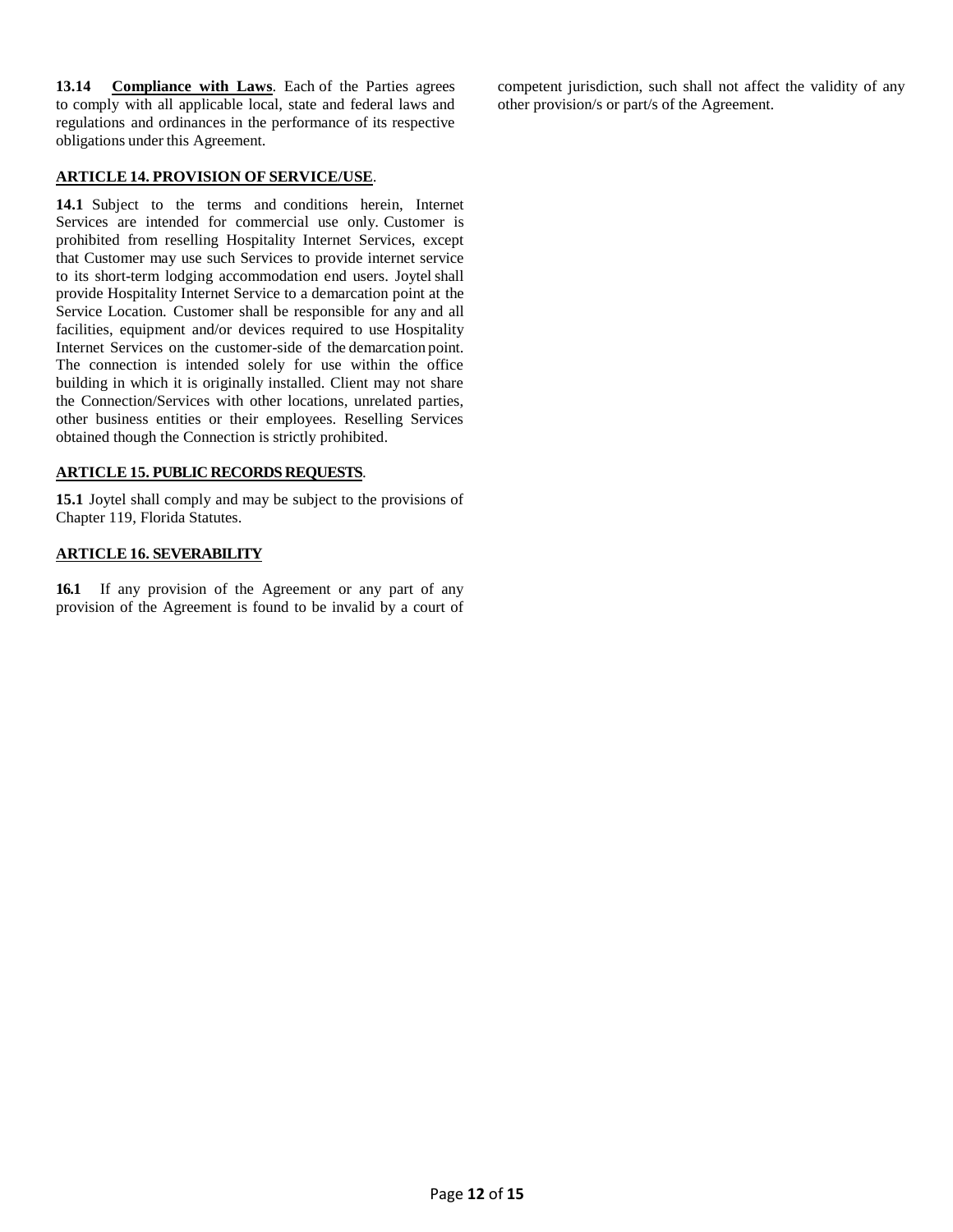**13.14 Compliance with Laws**. Each of the Parties agrees to comply with all applicable local, state and federal laws and regulations and ordinances in the performance of its respective obligations under this Agreement.

## ARTICLE 14. PROVISION OF SERVICE/USE.

**14.1** Subject to the terms and conditions herein, Internet Services are intended for commercial use only. Customer is prohibited from reselling Hospitality Internet Services, except that Customer may use such Services to provide internet service to its short-term lodging accommodation end users. Joytel shall provide Hospitality Internet Service to a demarcation point at the Service Location. Customer shall be responsible for any and all facilities, equipment and/or devices required to use Hospitality Internet Services on the customer-side of the demarcation point. The connection is intended solely for use within the office building in which it is originally installed. Client may not share the Connection/Services with other locations, unrelated parties, other business entities or their employees. Reselling Services obtained though the Connection is strictly prohibited.

## ARTICLE 15. PUBLIC RECORDS REQUESTS.

**15.1** Joytel shall comply and may be subject to the provisions of Chapter 119, Florida Statutes.

## ARTICLE 16. SEVERABILITY

**16.1** If any provision of the Agreement or any part of any provision of the Agreement is found to be invalid by a court of competent jurisdiction, such shall not affect the validity of any other provision/s or part/s of the Agreement.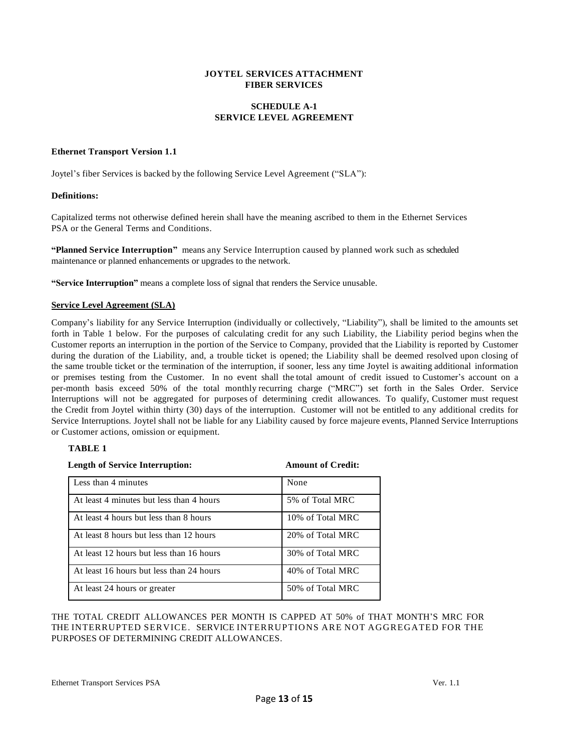# JOYTEL SERVICES ATTACHMENT
# FIBER SERVICES

## SCHEDULE A-1
## SERVICE LEVEL AGREEMENT

**Ethernet Transport Version 1.1**

Joytel's fiber Services is backed by the following Service Level Agreement ("SLA"):

**Definitions:**

Capitalized terms not otherwise defined herein shall have the meaning ascribed to them in the Ethernet Services PSA or the General Terms and Conditions.

**"Planned Service Interruption"** means any Service Interruption caused by planned work such as scheduled maintenance or planned enhancements or upgrades to the network.

**"Service Interruption"** means a complete loss of signal that renders the Service unusable.

**Service Level Agreement (SLA)**

Company's liability for any Service Interruption (individually or collectively, "Liability"), shall be limited to the amounts set forth in Table 1 below. For the purposes of calculating credit for any such Liability, the Liability period begins when the Customer reports an interruption in the portion of the Service to Company, provided that the Liability is reported by Customer during the duration of the Liability, and, a trouble ticket is opened; the Liability shall be deemed resolved upon closing of the same trouble ticket or the termination of the interruption, if sooner, less any time Joytel is awaiting additional information or premises testing from the Customer. In no event shall the total amount of credit issued to Customer's account on a per-month basis exceed 50% of the total monthly recurring charge ("MRC") set forth in the Sales Order. Service Interruptions will not be aggregated for purposes of determining credit allowances. To qualify, Customer must request the Credit from Joytel within thirty (30) days of the interruption. Customer will not be entitled to any additional credits for Service Interruptions. Joytel shall not be liable for any Liability caused by force majeure events, Planned Service Interruptions or Customer actions, omission or equipment.

**TABLE 1**

| Length of Service Interruption: | Amount of Credit: |
|---|---|
| Less than 4 minutes | None |
| At least 4 minutes but less than 4 hours | 5% of Total MRC |
| At least 4 hours but less than 8 hours | 10% of Total MRC |
| At least 8 hours but less than 12 hours | 20% of Total MRC |
| At least 12 hours but less than 16 hours | 30% of Total MRC |
| At least 16 hours but less than 24 hours | 40% of Total MRC |
| At least 24 hours or greater | 50% of Total MRC |

THE TOTAL CREDIT ALLOWANCES PER MONTH IS CAPPED AT 50% of THAT MONTH'S MRC FOR THE INTERRUPTED SERVICE. SERVICE INTERRUPTIONS ARE NOT AGGREGATED FOR THE PURPOSES OF DETERMINING CREDIT ALLOWANCES.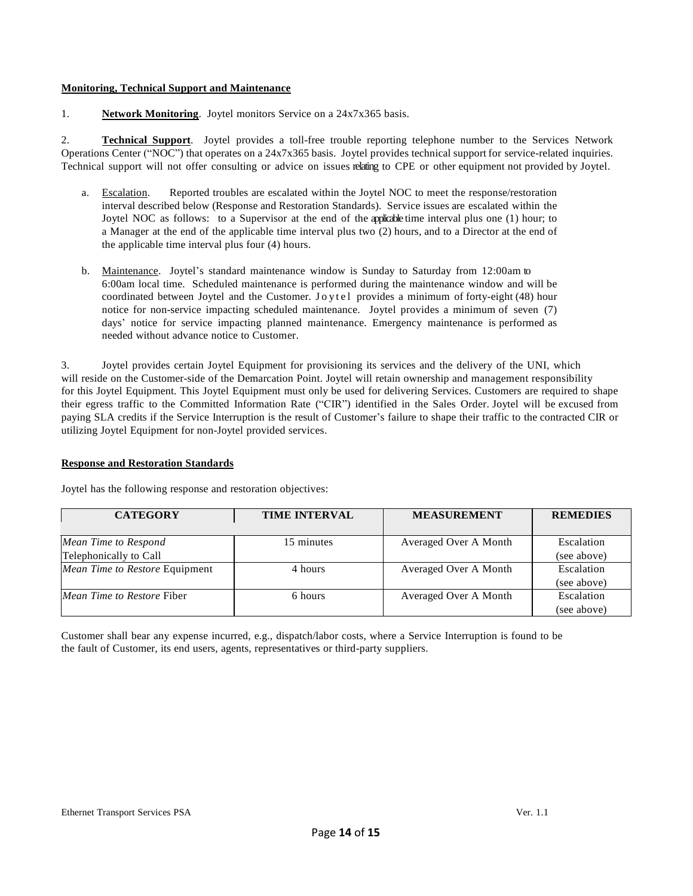**Monitoring, Technical Support and Maintenance**

1. **Network Monitoring**. Joytel monitors Service on a 24x7x365 basis.

2. **Technical Support**. Joytel provides a toll-free trouble reporting telephone number to the Services Network Operations Center ("NOC") that operates on a 24x7x365 basis. Joytel provides technical support for service-related inquiries. Technical support will not offer consulting or advice on issues relating to CPE or other equipment not provided by Joytel.

a. Escalation. Reported troubles are escalated within the Joytel NOC to meet the response/restoration interval described below (Response and Restoration Standards). Service issues are escalated within the Joytel NOC as follows: to a Supervisor at the end of the applicable time interval plus one (1) hour; to a Manager at the end of the applicable time interval plus two (2) hours, and to a Director at the end of the applicable time interval plus four (4) hours.

b. Maintenance. Joytel's standard maintenance window is Sunday to Saturday from 12:00am to 6:00am local time. Scheduled maintenance is performed during the maintenance window and will be coordinated between Joytel and the Customer. Joytel provides a minimum of forty-eight (48) hour notice for non-service impacting scheduled maintenance. Joytel provides a minimum of seven (7) days' notice for service impacting planned maintenance. Emergency maintenance is performed as needed without advance notice to Customer.

3. Joytel provides certain Joytel Equipment for provisioning its services and the delivery of the UNI, which will reside on the Customer-side of the Demarcation Point. Joytel will retain ownership and management responsibility for this Joytel Equipment. This Joytel Equipment must only be used for delivering Services. Customers are required to shape their egress traffic to the Committed Information Rate ("CIR") identified in the Sales Order. Joytel will be excused from paying SLA credits if the Service Interruption is the result of Customer's failure to shape their traffic to the contracted CIR or utilizing Joytel Equipment for non-Joytel provided services.

**Response and Restoration Standards**

Joytel has the following response and restoration objectives:

| CATEGORY | TIME INTERVAL | MEASUREMENT | REMEDIES |
|---|---|---|---|
| *Mean Time to Respond* Telephonically to Call | 15 minutes | Averaged Over A Month | Escalation (see above) |
| *Mean Time to Restore* Equipment | 4 hours | Averaged Over A Month | Escalation (see above) |
| *Mean Time to Restore* Fiber | 6 hours | Averaged Over A Month | Escalation (see above) |

Customer shall bear any expense incurred, e.g., dispatch/labor costs, where a Service Interruption is found to be the fault of Customer, its end users, agents, representatives or third-party suppliers.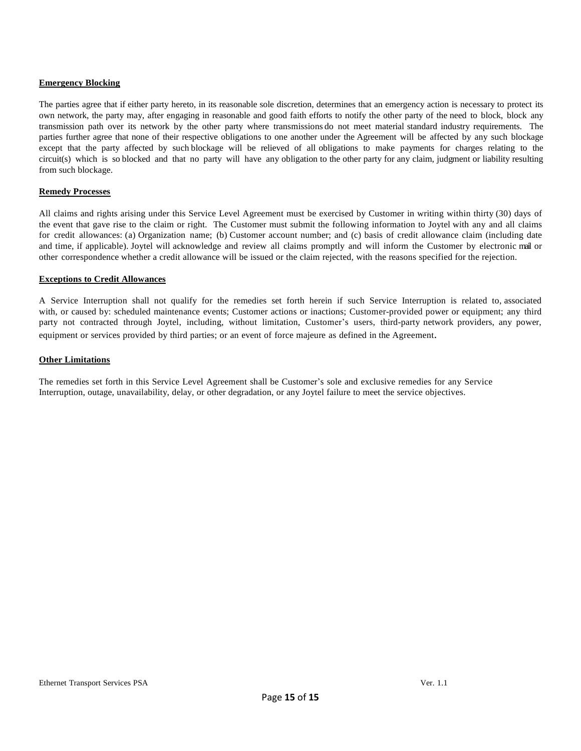**Emergency Blocking**

The parties agree that if either party hereto, in its reasonable sole discretion, determines that an emergency action is necessary to protect its own network, the party may, after engaging in reasonable and good faith efforts to notify the other party of the need to block, block any transmission path over its network by the other party where transmissions do not meet material standard industry requirements. The parties further agree that none of their respective obligations to one another under the Agreement will be affected by any such blockage except that the party affected by such blockage will be relieved of all obligations to make payments for charges relating to the circuit(s) which is so blocked and that no party will have any obligation to the other party for any claim, judgment or liability resulting from such blockage.

**Remedy Processes**

All claims and rights arising under this Service Level Agreement must be exercised by Customer in writing within thirty (30) days of the event that gave rise to the claim or right. The Customer must submit the following information to Joytel with any and all claims for credit allowances: (a) Organization name; (b) Customer account number; and (c) basis of credit allowance claim (including date and time, if applicable). Joytel will acknowledge and review all claims promptly and will inform the Customer by electronic mail or other correspondence whether a credit allowance will be issued or the claim rejected, with the reasons specified for the rejection.

**Exceptions to Credit Allowances**

A Service Interruption shall not qualify for the remedies set forth herein if such Service Interruption is related to, associated with, or caused by: scheduled maintenance events; Customer actions or inactions; Customer-provided power or equipment; any third party not contracted through Joytel, including, without limitation, Customer's users, third-party network providers, any power, equipment or services provided by third parties; or an event of force majeure as defined in the Agreement.

**Other Limitations**

The remedies set forth in this Service Level Agreement shall be Customer's sole and exclusive remedies for any Service Interruption, outage, unavailability, delay, or other degradation, or any Joytel failure to meet the service objectives.